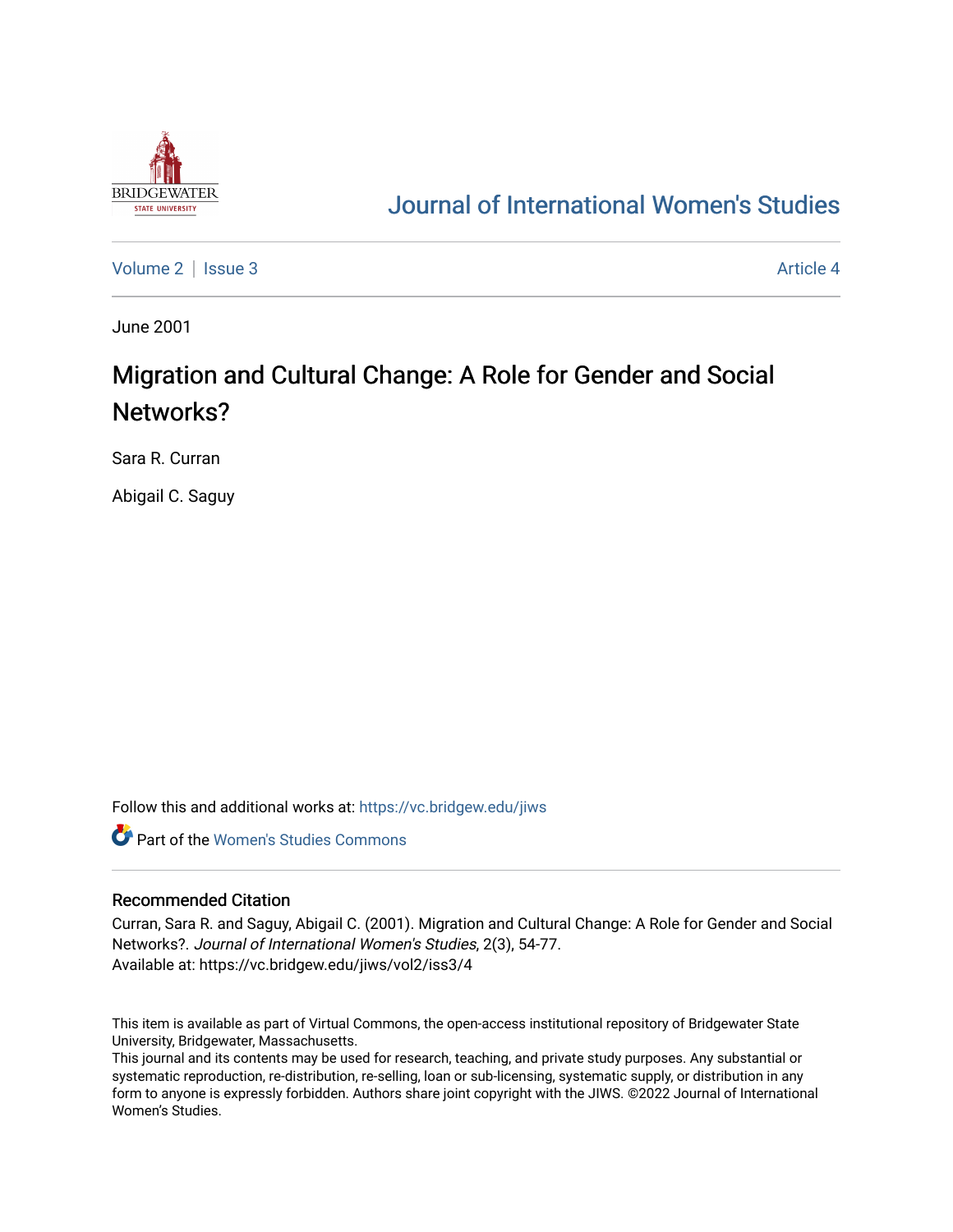# Journal of International Women's Studies

Volume 2 | Issue 3 Article 4

June 2001

# Migration and Cultural Change: A Role for Gender and Social Networks?

Sara R. Curran

Abigail C. Saguy

Follow this and additional works at: https://vc.bridgew.edu/jiws

Part of the Women's Studies Commons

## Recommended Citation

Curran, Sara R. and Saguy, Abigail C. (2001). Migration and Cultural Change: A Role for Gender and Social Networks?. *Journal of International Women's Studies*, 2(3), 54-77.
Available at: https://vc.bridgew.edu/jiws/vol2/iss3/4

This item is available as part of Virtual Commons, the open-access institutional repository of Bridgewater State University, Bridgewater, Massachusetts.
This journal and its contents may be used for research, teaching, and private study purposes. Any substantial or systematic reproduction, re-distribution, re-selling, loan or sub-licensing, systematic supply, or distribution in any form to anyone is expressly forbidden. Authors share joint copyright with the JIWS. ©2022 Journal of International Women's Studies.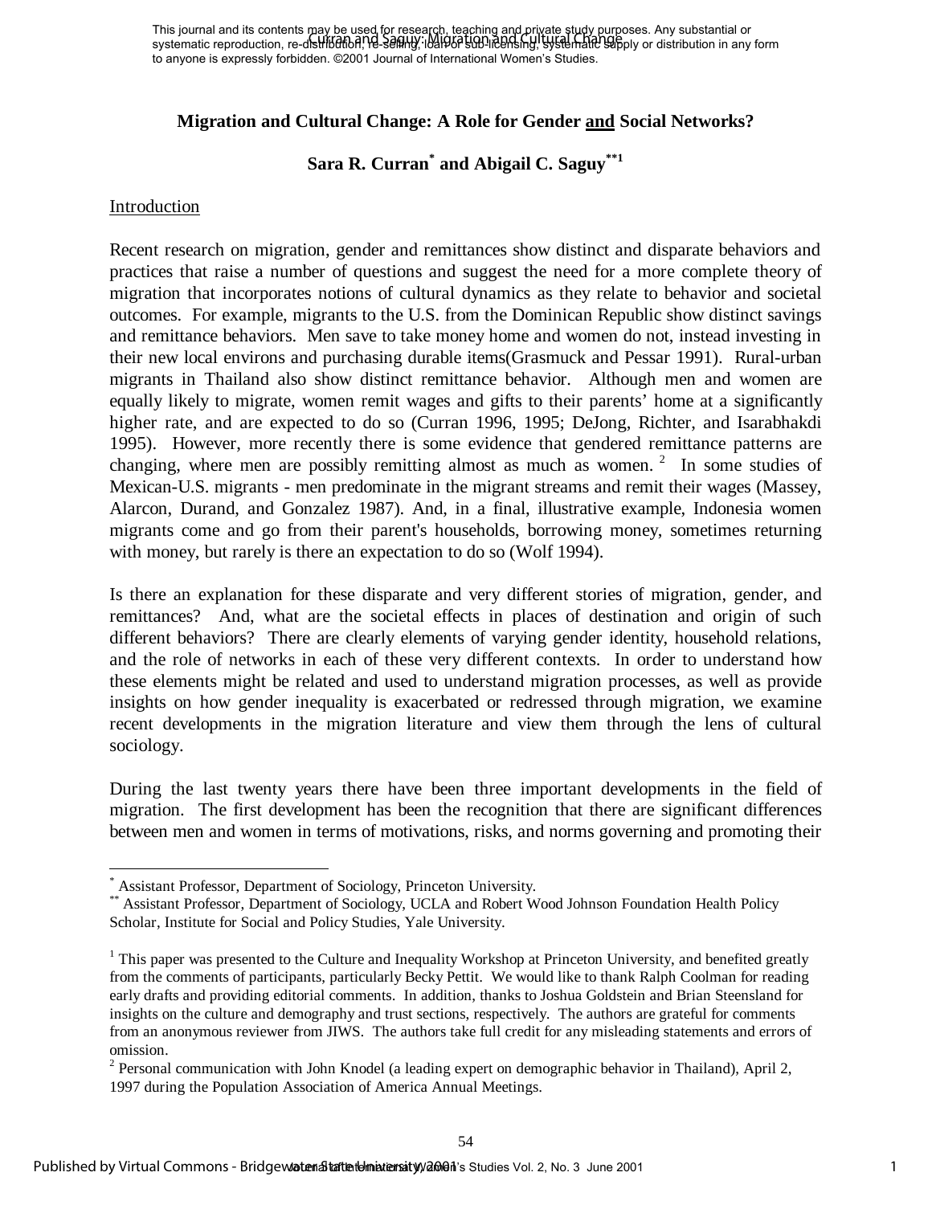# Migration and Cultural Change: A Role for Gender and Social Networks?

**Sara R. Curran[*] and Abigail C. Saguy[**1]**

## Introduction

Recent research on migration, gender and remittances show distinct and disparate behaviors and practices that raise a number of questions and suggest the need for a more complete theory of migration that incorporates notions of cultural dynamics as they relate to behavior and societal outcomes. For example, migrants to the U.S. from the Dominican Republic show distinct savings and remittance behaviors. Men save to take money home and women do not, instead investing in their new local environs and purchasing durable items(Grasmuck and Pessar 1991). Rural-urban migrants in Thailand also show distinct remittance behavior. Although men and women are equally likely to migrate, women remit wages and gifts to their parents' home at a significantly higher rate, and are expected to do so (Curran 1996, 1995; DeJong, Richter, and Isarabhakdi 1995). However, more recently there is some evidence that gendered remittance patterns are changing, where men are possibly remitting almost as much as women. [2] In some studies of Mexican-U.S. migrants - men predominate in the migrant streams and remit their wages (Massey, Alarcon, Durand, and Gonzalez 1987). And, in a final, illustrative example, Indonesia women migrants come and go from their parent's households, borrowing money, sometimes returning with money, but rarely is there an expectation to do so (Wolf 1994).

Is there an explanation for these disparate and very different stories of migration, gender, and remittances? And, what are the societal effects in places of destination and origin of such different behaviors? There are clearly elements of varying gender identity, household relations, and the role of networks in each of these very different contexts. In order to understand how these elements might be related and used to understand migration processes, as well as provide insights on how gender inequality is exacerbated or redressed through migration, we examine recent developments in the migration literature and view them through the lens of cultural sociology.

During the last twenty years there have been three important developments in the field of migration. The first development has been the recognition that there are significant differences between men and women in terms of motivations, risks, and norms governing and promoting their

---

[*] Assistant Professor, Department of Sociology, Princeton University.

[**] Assistant Professor, Department of Sociology, UCLA and Robert Wood Johnson Foundation Health Policy Scholar, Institute for Social and Policy Studies, Yale University.

[1] This paper was presented to the Culture and Inequality Workshop at Princeton University, and benefited greatly from the comments of participants, particularly Becky Pettit. We would like to thank Ralph Coolman for reading early drafts and providing editorial comments. In addition, thanks to Joshua Goldstein and Brian Steensland for insights on the culture and demography and trust sections, respectively. The authors are grateful for comments from an anonymous reviewer from JIWS. The authors take full credit for any misleading statements and errors of omission.

[2] Personal communication with John Knodel (a leading expert on demographic behavior in Thailand), April 2, 1997 during the Population Association of America Annual Meetings.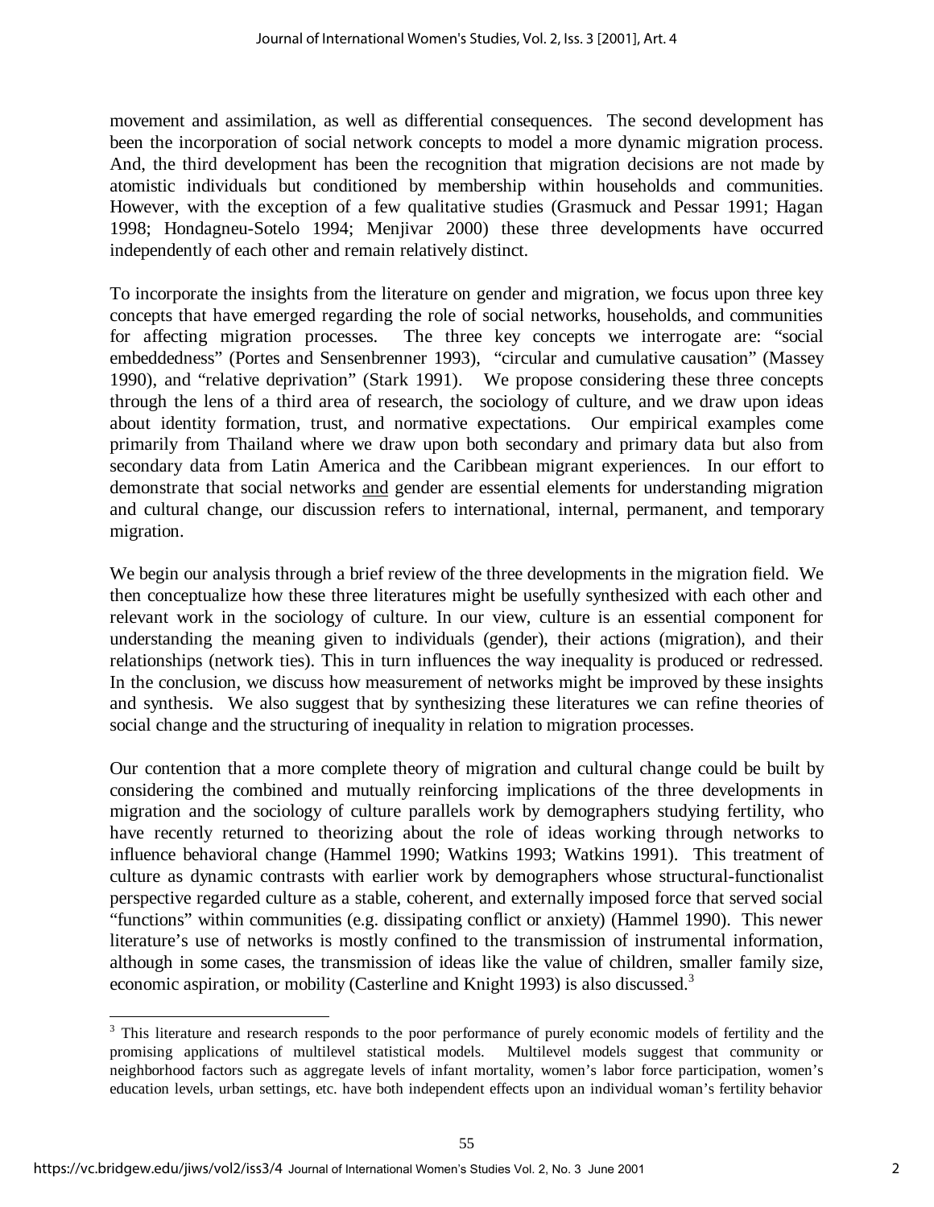movement and assimilation, as well as differential consequences. The second development has been the incorporation of social network concepts to model a more dynamic migration process. And, the third development has been the recognition that migration decisions are not made by atomistic individuals but conditioned by membership within households and communities. However, with the exception of a few qualitative studies (Grasmuck and Pessar 1991; Hagan 1998; Hondagneu-Sotelo 1994; Menjivar 2000) these three developments have occurred independently of each other and remain relatively distinct.

To incorporate the insights from the literature on gender and migration, we focus upon three key concepts that have emerged regarding the role of social networks, households, and communities for affecting migration processes. The three key concepts we interrogate are: "social embeddedness" (Portes and Sensenbrenner 1993), "circular and cumulative causation" (Massey 1990), and "relative deprivation" (Stark 1991). We propose considering these three concepts through the lens of a third area of research, the sociology of culture, and we draw upon ideas about identity formation, trust, and normative expectations. Our empirical examples come primarily from Thailand where we draw upon both secondary and primary data but also from secondary data from Latin America and the Caribbean migrant experiences. In our effort to demonstrate that social networks <u>and</u> gender are essential elements for understanding migration and cultural change, our discussion refers to international, internal, permanent, and temporary migration.

We begin our analysis through a brief review of the three developments in the migration field. We then conceptualize how these three literatures might be usefully synthesized with each other and relevant work in the sociology of culture. In our view, culture is an essential component for understanding the meaning given to individuals (gender), their actions (migration), and their relationships (network ties). This in turn influences the way inequality is produced or redressed. In the conclusion, we discuss how measurement of networks might be improved by these insights and synthesis. We also suggest that by synthesizing these literatures we can refine theories of social change and the structuring of inequality in relation to migration processes.

Our contention that a more complete theory of migration and cultural change could be built by considering the combined and mutually reinforcing implications of the three developments in migration and the sociology of culture parallels work by demographers studying fertility, who have recently returned to theorizing about the role of ideas working through networks to influence behavioral change (Hammel 1990; Watkins 1993; Watkins 1991). This treatment of culture as dynamic contrasts with earlier work by demographers whose structural-functionalist perspective regarded culture as a stable, coherent, and externally imposed force that served social "functions" within communities (e.g. dissipating conflict or anxiety) (Hammel 1990). This newer literature's use of networks is mostly confined to the transmission of instrumental information, although in some cases, the transmission of ideas like the value of children, smaller family size, economic aspiration, or mobility (Casterline and Knight 1993) is also discussed.[3]

---

[3] This literature and research responds to the poor performance of purely economic models of fertility and the promising applications of multilevel statistical models. Multilevel models suggest that community or neighborhood factors such as aggregate levels of infant mortality, women's labor force participation, women's education levels, urban settings, etc. have both independent effects upon an individual woman's fertility behavior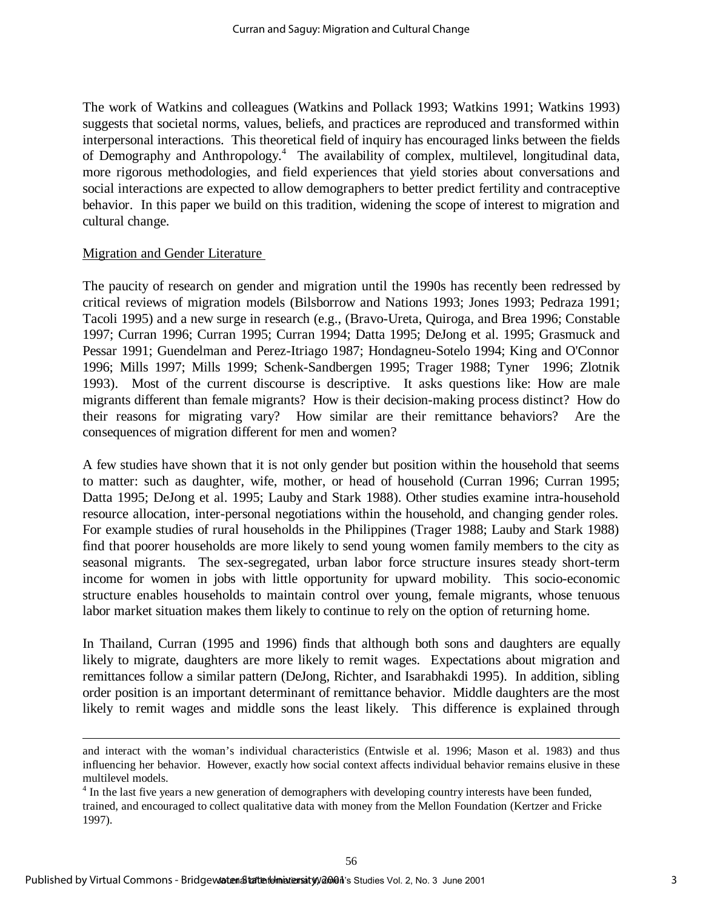The work of Watkins and colleagues (Watkins and Pollack 1993; Watkins 1991; Watkins 1993) suggests that societal norms, values, beliefs, and practices are reproduced and transformed within interpersonal interactions. This theoretical field of inquiry has encouraged links between the fields of Demography and Anthropology.[4] The availability of complex, multilevel, longitudinal data, more rigorous methodologies, and field experiences that yield stories about conversations and social interactions are expected to allow demographers to better predict fertility and contraceptive behavior. In this paper we build on this tradition, widening the scope of interest to migration and cultural change.

## Migration and Gender Literature

The paucity of research on gender and migration until the 1990s has recently been redressed by critical reviews of migration models (Bilsborrow and Nations 1993; Jones 1993; Pedraza 1991; Tacoli 1995) and a new surge in research (e.g., (Bravo-Ureta, Quiroga, and Brea 1996; Constable 1997; Curran 1996; Curran 1995; Curran 1994; Datta 1995; DeJong et al. 1995; Grasmuck and Pessar 1991; Guendelman and Perez-Itriago 1987; Hondagneu-Sotelo 1994; King and O'Connor 1996; Mills 1997; Mills 1999; Schenk-Sandbergen 1995; Trager 1988; Tyner 1996; Zlotnik 1993). Most of the current discourse is descriptive. It asks questions like: How are male migrants different than female migrants? How is their decision-making process distinct? How do their reasons for migrating vary? How similar are their remittance behaviors? Are the consequences of migration different for men and women?

A few studies have shown that it is not only gender but position within the household that seems to matter: such as daughter, wife, mother, or head of household (Curran 1996; Curran 1995; Datta 1995; DeJong et al. 1995; Lauby and Stark 1988). Other studies examine intra-household resource allocation, inter-personal negotiations within the household, and changing gender roles. For example studies of rural households in the Philippines (Trager 1988; Lauby and Stark 1988) find that poorer households are more likely to send young women family members to the city as seasonal migrants. The sex-segregated, urban labor force structure insures steady short-term income for women in jobs with little opportunity for upward mobility. This socio-economic structure enables households to maintain control over young, female migrants, whose tenuous labor market situation makes them likely to continue to rely on the option of returning home.

In Thailand, Curran (1995 and 1996) finds that although both sons and daughters are equally likely to migrate, daughters are more likely to remit wages. Expectations about migration and remittances follow a similar pattern (DeJong, Richter, and Isarabhakdi 1995). In addition, sibling order position is an important determinant of remittance behavior. Middle daughters are the most likely to remit wages and middle sons the least likely. This difference is explained through

---

and interact with the woman's individual characteristics (Entwisle et al. 1996; Mason et al. 1983) and thus influencing her behavior. However, exactly how social context affects individual behavior remains elusive in these multilevel models.

[4] In the last five years a new generation of demographers with developing country interests have been funded, trained, and encouraged to collect qualitative data with money from the Mellon Foundation (Kertzer and Fricke 1997).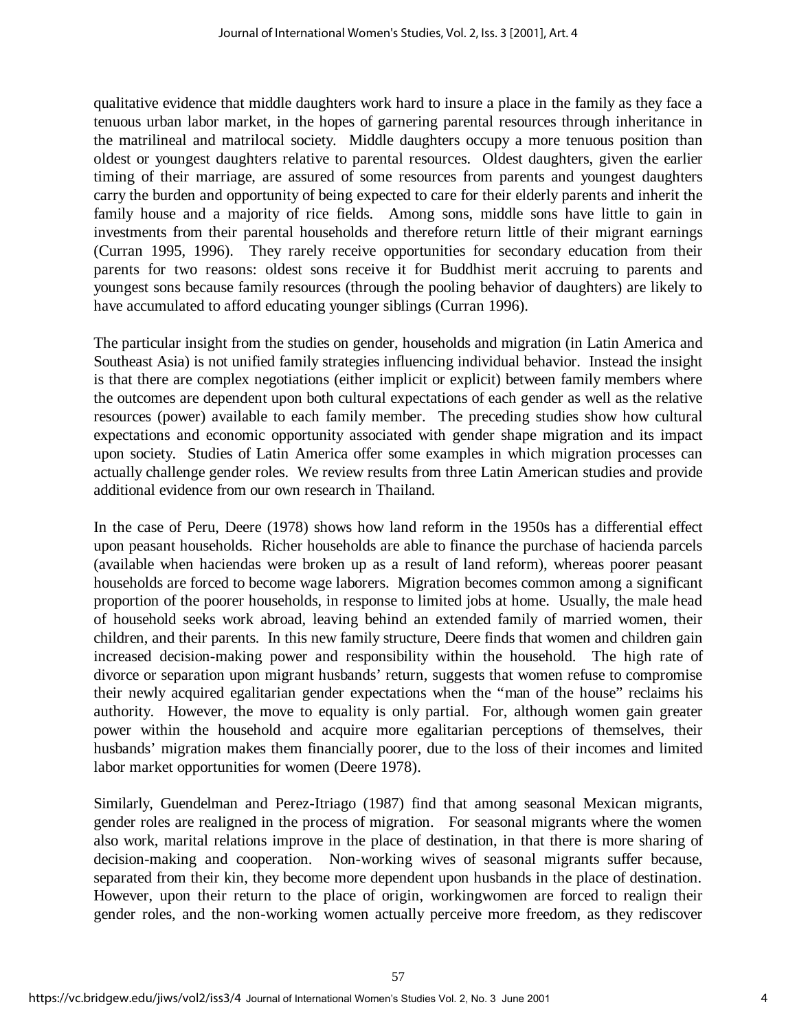qualitative evidence that middle daughters work hard to insure a place in the family as they face a tenuous urban labor market, in the hopes of garnering parental resources through inheritance in the matrilineal and matrilocal society. Middle daughters occupy a more tenuous position than oldest or youngest daughters relative to parental resources. Oldest daughters, given the earlier timing of their marriage, are assured of some resources from parents and youngest daughters carry the burden and opportunity of being expected to care for their elderly parents and inherit the family house and a majority of rice fields. Among sons, middle sons have little to gain in investments from their parental households and therefore return little of their migrant earnings (Curran 1995, 1996). They rarely receive opportunities for secondary education from their parents for two reasons: oldest sons receive it for Buddhist merit accruing to parents and youngest sons because family resources (through the pooling behavior of daughters) are likely to have accumulated to afford educating younger siblings (Curran 1996).

The particular insight from the studies on gender, households and migration (in Latin America and Southeast Asia) is not unified family strategies influencing individual behavior. Instead the insight is that there are complex negotiations (either implicit or explicit) between family members where the outcomes are dependent upon both cultural expectations of each gender as well as the relative resources (power) available to each family member. The preceding studies show how cultural expectations and economic opportunity associated with gender shape migration and its impact upon society. Studies of Latin America offer some examples in which migration processes can actually challenge gender roles. We review results from three Latin American studies and provide additional evidence from our own research in Thailand.

In the case of Peru, Deere (1978) shows how land reform in the 1950s has a differential effect upon peasant households. Richer households are able to finance the purchase of hacienda parcels (available when haciendas were broken up as a result of land reform), whereas poorer peasant households are forced to become wage laborers. Migration becomes common among a significant proportion of the poorer households, in response to limited jobs at home. Usually, the male head of household seeks work abroad, leaving behind an extended family of married women, their children, and their parents. In this new family structure, Deere finds that women and children gain increased decision-making power and responsibility within the household. The high rate of divorce or separation upon migrant husbands' return, suggests that women refuse to compromise their newly acquired egalitarian gender expectations when the "man of the house" reclaims his authority. However, the move to equality is only partial. For, although women gain greater power within the household and acquire more egalitarian perceptions of themselves, their husbands' migration makes them financially poorer, due to the loss of their incomes and limited labor market opportunities for women (Deere 1978).

Similarly, Guendelman and Perez-Itriago (1987) find that among seasonal Mexican migrants, gender roles are realigned in the process of migration. For seasonal migrants where the women also work, marital relations improve in the place of destination, in that there is more sharing of decision-making and cooperation. Non-working wives of seasonal migrants suffer because, separated from their kin, they become more dependent upon husbands in the place of destination. However, upon their return to the place of origin, workingwomen are forced to realign their gender roles, and the non-working women actually perceive more freedom, as they rediscover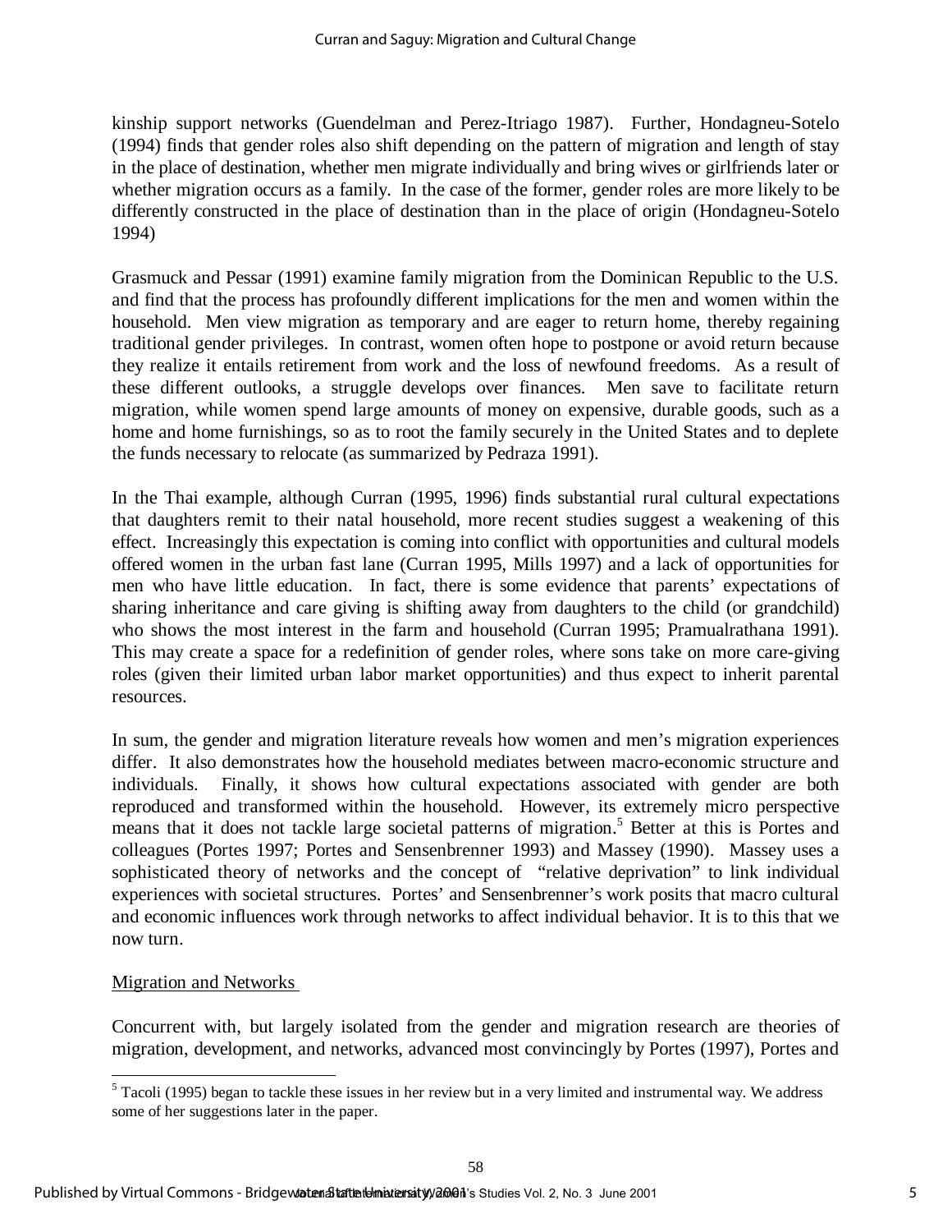kinship support networks (Guendelman and Perez-Itriago 1987). Further, Hondagneu-Sotelo (1994) finds that gender roles also shift depending on the pattern of migration and length of stay in the place of destination, whether men migrate individually and bring wives or girlfriends later or whether migration occurs as a family. In the case of the former, gender roles are more likely to be differently constructed in the place of destination than in the place of origin (Hondagneu-Sotelo 1994)

Grasmuck and Pessar (1991) examine family migration from the Dominican Republic to the U.S. and find that the process has profoundly different implications for the men and women within the household. Men view migration as temporary and are eager to return home, thereby regaining traditional gender privileges. In contrast, women often hope to postpone or avoid return because they realize it entails retirement from work and the loss of newfound freedoms. As a result of these different outlooks, a struggle develops over finances. Men save to facilitate return migration, while women spend large amounts of money on expensive, durable goods, such as a home and home furnishings, so as to root the family securely in the United States and to deplete the funds necessary to relocate (as summarized by Pedraza 1991).

In the Thai example, although Curran (1995, 1996) finds substantial rural cultural expectations that daughters remit to their natal household, more recent studies suggest a weakening of this effect. Increasingly this expectation is coming into conflict with opportunities and cultural models offered women in the urban fast lane (Curran 1995, Mills 1997) and a lack of opportunities for men who have little education. In fact, there is some evidence that parents' expectations of sharing inheritance and care giving is shifting away from daughters to the child (or grandchild) who shows the most interest in the farm and household (Curran 1995; Pramualrathana 1991). This may create a space for a redefinition of gender roles, where sons take on more care-giving roles (given their limited urban labor market opportunities) and thus expect to inherit parental resources.

In sum, the gender and migration literature reveals how women and men's migration experiences differ. It also demonstrates how the household mediates between macro-economic structure and individuals. Finally, it shows how cultural expectations associated with gender are both reproduced and transformed within the household. However, its extremely micro perspective means that it does not tackle large societal patterns of migration.[5] Better at this is Portes and colleagues (Portes 1997; Portes and Sensenbrenner 1993) and Massey (1990). Massey uses a sophisticated theory of networks and the concept of "relative deprivation" to link individual experiences with societal structures. Portes' and Sensenbrenner's work posits that macro cultural and economic influences work through networks to affect individual behavior. It is to this that we now turn.

## Migration and Networks

Concurrent with, but largely isolated from the gender and migration research are theories of migration, development, and networks, advanced most convincingly by Portes (1997), Portes and

---

[5] Tacoli (1995) began to tackle these issues in her review but in a very limited and instrumental way. We address some of her suggestions later in the paper.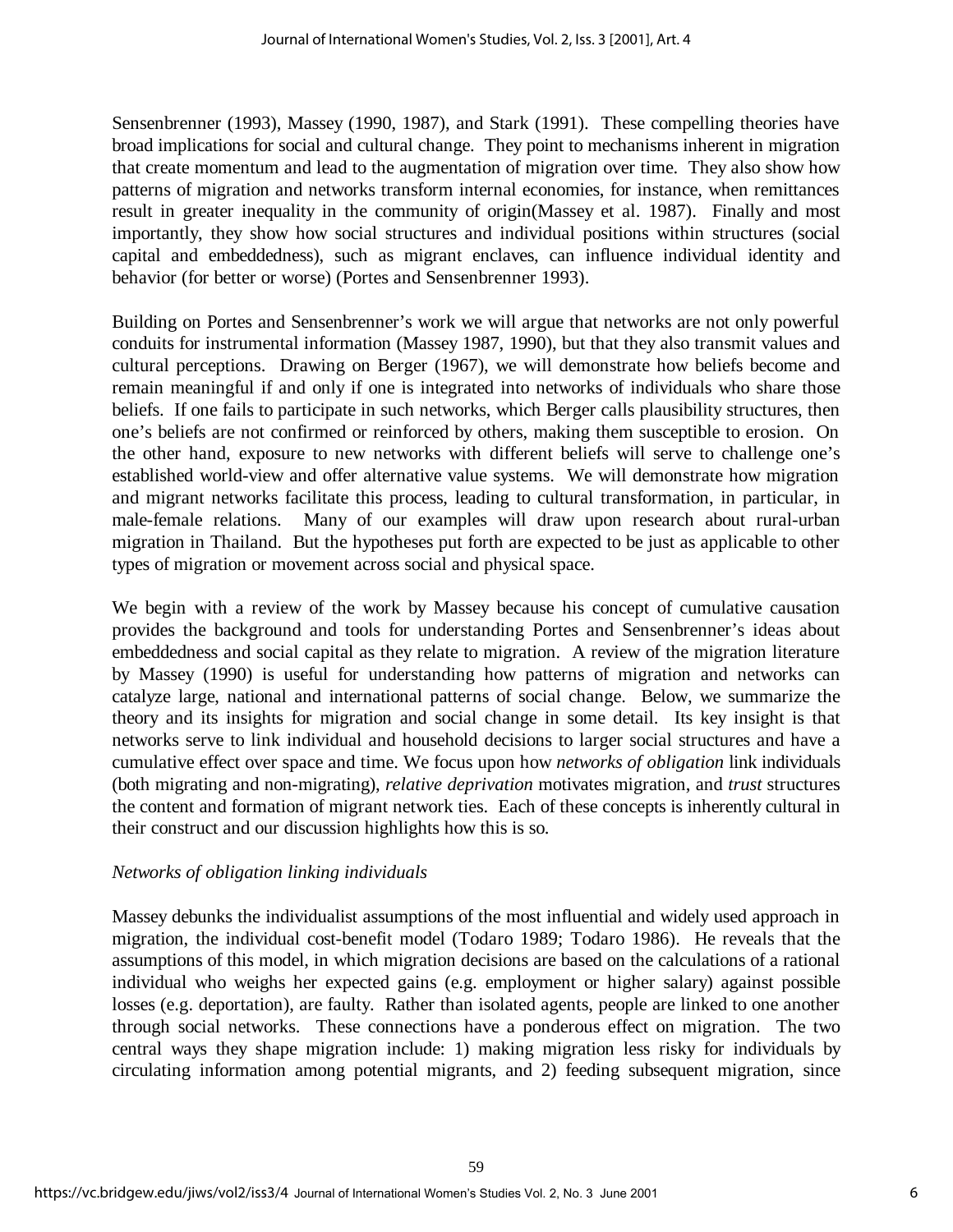Sensenbrenner (1993), Massey (1990, 1987), and Stark (1991). These compelling theories have broad implications for social and cultural change. They point to mechanisms inherent in migration that create momentum and lead to the augmentation of migration over time. They also show how patterns of migration and networks transform internal economies, for instance, when remittances result in greater inequality in the community of origin(Massey et al. 1987). Finally and most importantly, they show how social structures and individual positions within structures (social capital and embeddedness), such as migrant enclaves, can influence individual identity and behavior (for better or worse) (Portes and Sensenbrenner 1993).

Building on Portes and Sensenbrenner's work we will argue that networks are not only powerful conduits for instrumental information (Massey 1987, 1990), but that they also transmit values and cultural perceptions. Drawing on Berger (1967), we will demonstrate how beliefs become and remain meaningful if and only if one is integrated into networks of individuals who share those beliefs. If one fails to participate in such networks, which Berger calls plausibility structures, then one's beliefs are not confirmed or reinforced by others, making them susceptible to erosion. On the other hand, exposure to new networks with different beliefs will serve to challenge one's established world-view and offer alternative value systems. We will demonstrate how migration and migrant networks facilitate this process, leading to cultural transformation, in particular, in male-female relations. Many of our examples will draw upon research about rural-urban migration in Thailand. But the hypotheses put forth are expected to be just as applicable to other types of migration or movement across social and physical space.

We begin with a review of the work by Massey because his concept of cumulative causation provides the background and tools for understanding Portes and Sensenbrenner's ideas about embeddedness and social capital as they relate to migration. A review of the migration literature by Massey (1990) is useful for understanding how patterns of migration and networks can catalyze large, national and international patterns of social change. Below, we summarize the theory and its insights for migration and social change in some detail. Its key insight is that networks serve to link individual and household decisions to larger social structures and have a cumulative effect over space and time. We focus upon how *networks of obligation* link individuals (both migrating and non-migrating), *relative deprivation* motivates migration, and *trust* structures the content and formation of migrant network ties. Each of these concepts is inherently cultural in their construct and our discussion highlights how this is so.

### *Networks of obligation linking individuals*

Massey debunks the individualist assumptions of the most influential and widely used approach in migration, the individual cost-benefit model (Todaro 1989; Todaro 1986). He reveals that the assumptions of this model, in which migration decisions are based on the calculations of a rational individual who weighs her expected gains (e.g. employment or higher salary) against possible losses (e.g. deportation), are faulty. Rather than isolated agents, people are linked to one another through social networks. These connections have a ponderous effect on migration. The two central ways they shape migration include: 1) making migration less risky for individuals by circulating information among potential migrants, and 2) feeding subsequent migration, since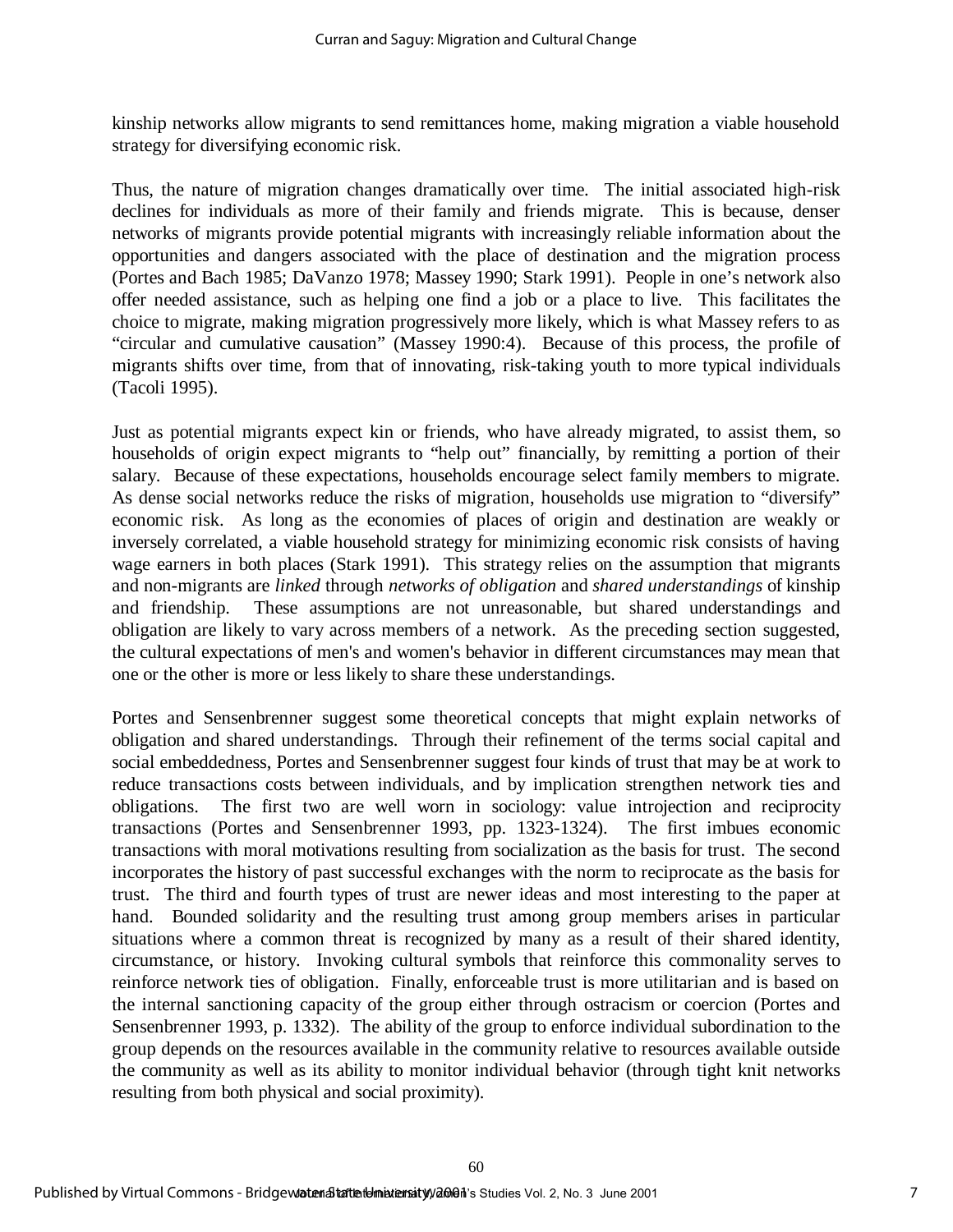kinship networks allow migrants to send remittances home, making migration a viable household strategy for diversifying economic risk.

Thus, the nature of migration changes dramatically over time. The initial associated high-risk declines for individuals as more of their family and friends migrate. This is because, denser networks of migrants provide potential migrants with increasingly reliable information about the opportunities and dangers associated with the place of destination and the migration process (Portes and Bach 1985; DaVanzo 1978; Massey 1990; Stark 1991). People in one's network also offer needed assistance, such as helping one find a job or a place to live. This facilitates the choice to migrate, making migration progressively more likely, which is what Massey refers to as "circular and cumulative causation" (Massey 1990:4). Because of this process, the profile of migrants shifts over time, from that of innovating, risk-taking youth to more typical individuals (Tacoli 1995).

Just as potential migrants expect kin or friends, who have already migrated, to assist them, so households of origin expect migrants to "help out" financially, by remitting a portion of their salary. Because of these expectations, households encourage select family members to migrate. As dense social networks reduce the risks of migration, households use migration to "diversify" economic risk. As long as the economies of places of origin and destination are weakly or inversely correlated, a viable household strategy for minimizing economic risk consists of having wage earners in both places (Stark 1991). This strategy relies on the assumption that migrants and non-migrants are *linked* through *networks of obligation* and *shared understandings* of kinship and friendship. These assumptions are not unreasonable, but shared understandings and obligation are likely to vary across members of a network. As the preceding section suggested, the cultural expectations of men's and women's behavior in different circumstances may mean that one or the other is more or less likely to share these understandings.

Portes and Sensenbrenner suggest some theoretical concepts that might explain networks of obligation and shared understandings. Through their refinement of the terms social capital and social embeddedness, Portes and Sensenbrenner suggest four kinds of trust that may be at work to reduce transactions costs between individuals, and by implication strengthen network ties and obligations. The first two are well worn in sociology: value introjection and reciprocity transactions (Portes and Sensenbrenner 1993, pp. 1323-1324). The first imbues economic transactions with moral motivations resulting from socialization as the basis for trust. The second incorporates the history of past successful exchanges with the norm to reciprocate as the basis for trust. The third and fourth types of trust are newer ideas and most interesting to the paper at hand. Bounded solidarity and the resulting trust among group members arises in particular situations where a common threat is recognized by many as a result of their shared identity, circumstance, or history. Invoking cultural symbols that reinforce this commonality serves to reinforce network ties of obligation. Finally, enforceable trust is more utilitarian and is based on the internal sanctioning capacity of the group either through ostracism or coercion (Portes and Sensenbrenner 1993, p. 1332). The ability of the group to enforce individual subordination to the group depends on the resources available in the community relative to resources available outside the community as well as its ability to monitor individual behavior (through tight knit networks resulting from both physical and social proximity).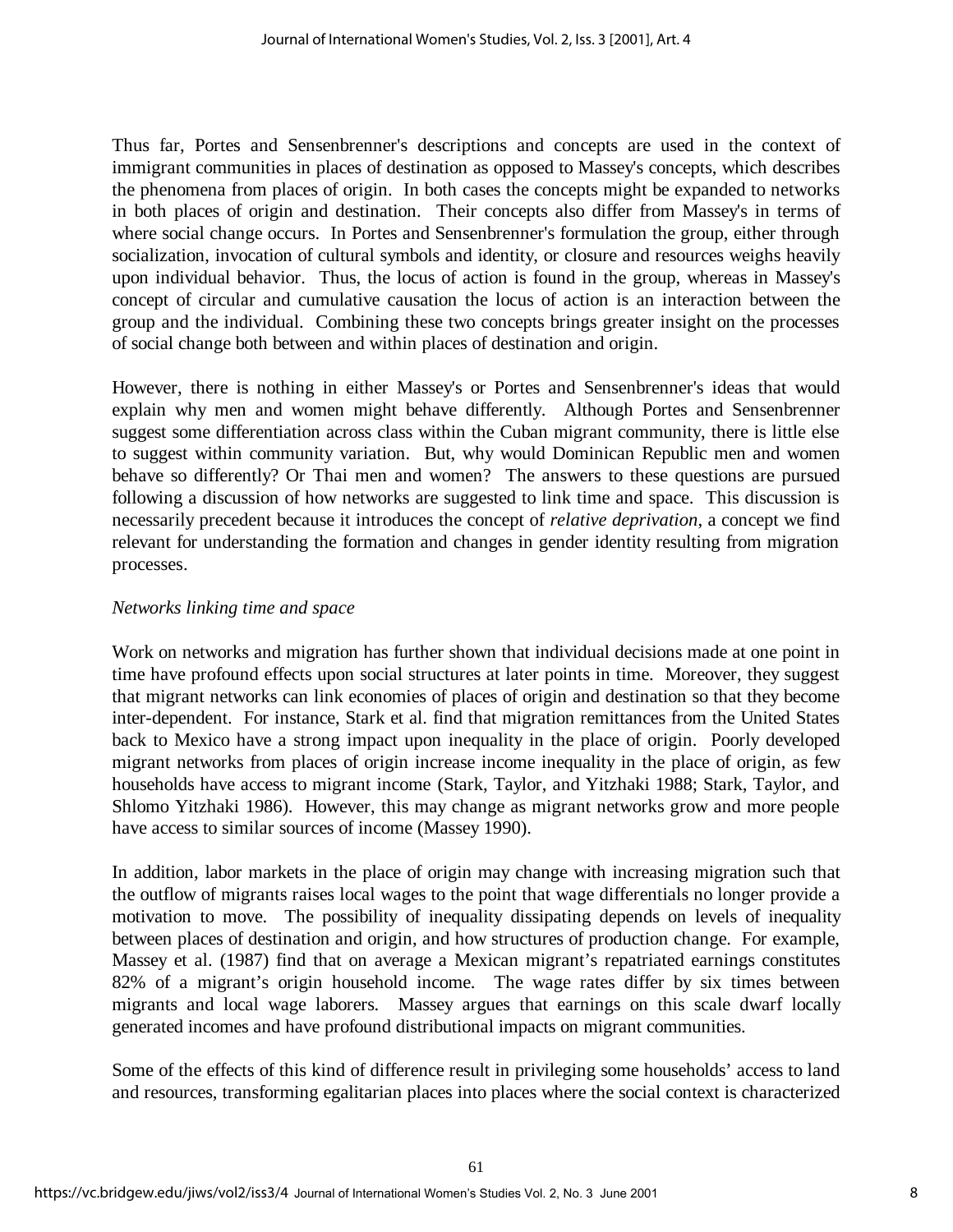Thus far, Portes and Sensenbrenner's descriptions and concepts are used in the context of immigrant communities in places of destination as opposed to Massey's concepts, which describes the phenomena from places of origin. In both cases the concepts might be expanded to networks in both places of origin and destination. Their concepts also differ from Massey's in terms of where social change occurs. In Portes and Sensenbrenner's formulation the group, either through socialization, invocation of cultural symbols and identity, or closure and resources weighs heavily upon individual behavior. Thus, the locus of action is found in the group, whereas in Massey's concept of circular and cumulative causation the locus of action is an interaction between the group and the individual. Combining these two concepts brings greater insight on the processes of social change both between and within places of destination and origin.

However, there is nothing in either Massey's or Portes and Sensenbrenner's ideas that would explain why men and women might behave differently. Although Portes and Sensenbrenner suggest some differentiation across class within the Cuban migrant community, there is little else to suggest within community variation. But, why would Dominican Republic men and women behave so differently? Or Thai men and women? The answers to these questions are pursued following a discussion of how networks are suggested to link time and space. This discussion is necessarily precedent because it introduces the concept of *relative deprivation*, a concept we find relevant for understanding the formation and changes in gender identity resulting from migration processes.

*Networks linking time and space*

Work on networks and migration has further shown that individual decisions made at one point in time have profound effects upon social structures at later points in time. Moreover, they suggest that migrant networks can link economies of places of origin and destination so that they become inter-dependent. For instance, Stark et al. find that migration remittances from the United States back to Mexico have a strong impact upon inequality in the place of origin. Poorly developed migrant networks from places of origin increase income inequality in the place of origin, as few households have access to migrant income (Stark, Taylor, and Yitzhaki 1988; Stark, Taylor, and Shlomo Yitzhaki 1986). However, this may change as migrant networks grow and more people have access to similar sources of income (Massey 1990).

In addition, labor markets in the place of origin may change with increasing migration such that the outflow of migrants raises local wages to the point that wage differentials no longer provide a motivation to move. The possibility of inequality dissipating depends on levels of inequality between places of destination and origin, and how structures of production change. For example, Massey et al. (1987) find that on average a Mexican migrant's repatriated earnings constitutes 82% of a migrant's origin household income. The wage rates differ by six times between migrants and local wage laborers. Massey argues that earnings on this scale dwarf locally generated incomes and have profound distributional impacts on migrant communities.

Some of the effects of this kind of difference result in privileging some households' access to land and resources, transforming egalitarian places into places where the social context is characterized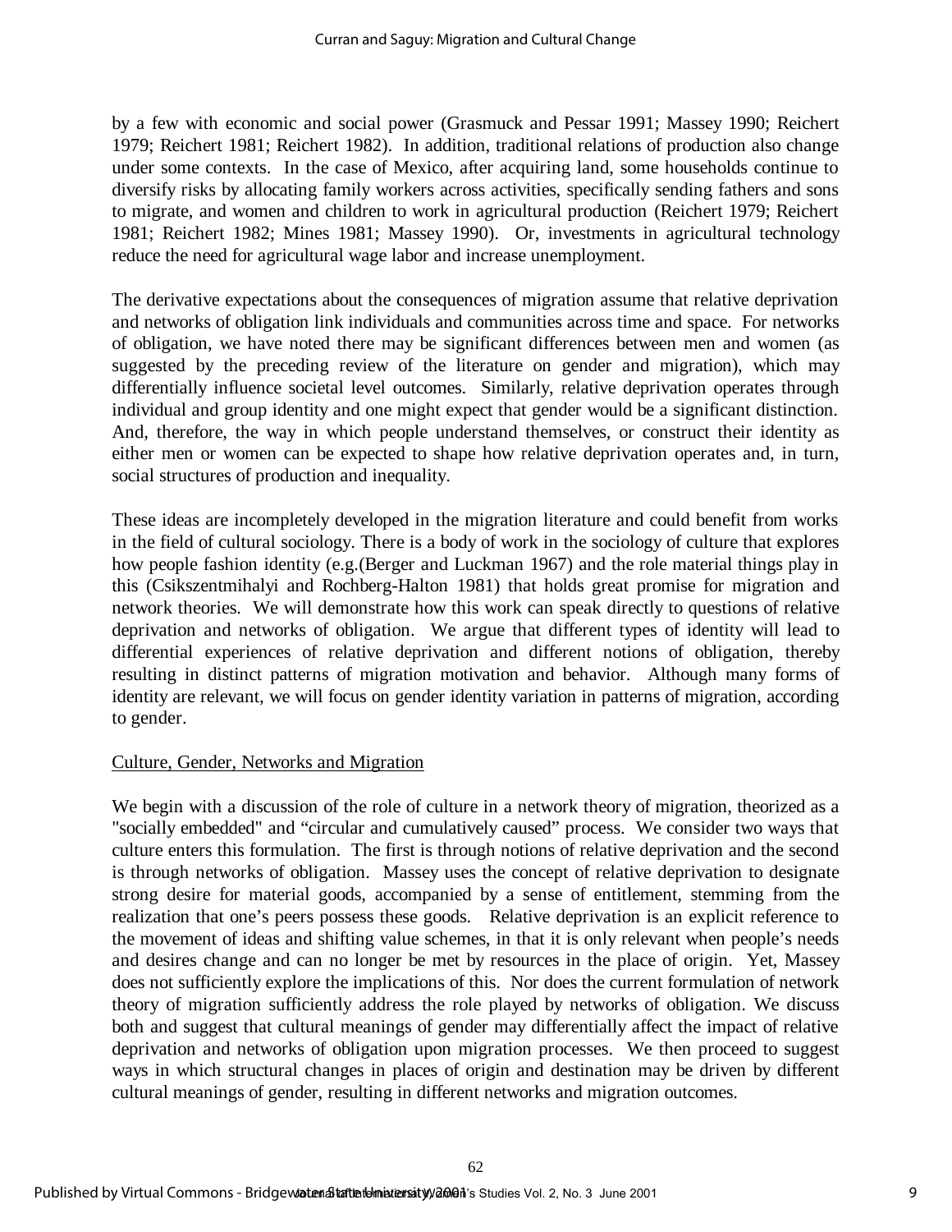by a few with economic and social power (Grasmuck and Pessar 1991; Massey 1990; Reichert 1979; Reichert 1981; Reichert 1982). In addition, traditional relations of production also change under some contexts. In the case of Mexico, after acquiring land, some households continue to diversify risks by allocating family workers across activities, specifically sending fathers and sons to migrate, and women and children to work in agricultural production (Reichert 1979; Reichert 1981; Reichert 1982; Mines 1981; Massey 1990). Or, investments in agricultural technology reduce the need for agricultural wage labor and increase unemployment.

The derivative expectations about the consequences of migration assume that relative deprivation and networks of obligation link individuals and communities across time and space. For networks of obligation, we have noted there may be significant differences between men and women (as suggested by the preceding review of the literature on gender and migration), which may differentially influence societal level outcomes. Similarly, relative deprivation operates through individual and group identity and one might expect that gender would be a significant distinction. And, therefore, the way in which people understand themselves, or construct their identity as either men or women can be expected to shape how relative deprivation operates and, in turn, social structures of production and inequality.

These ideas are incompletely developed in the migration literature and could benefit from works in the field of cultural sociology. There is a body of work in the sociology of culture that explores how people fashion identity (e.g.(Berger and Luckman 1967) and the role material things play in this (Csikszentmihalyi and Rochberg-Halton 1981) that holds great promise for migration and network theories. We will demonstrate how this work can speak directly to questions of relative deprivation and networks of obligation. We argue that different types of identity will lead to differential experiences of relative deprivation and different notions of obligation, thereby resulting in distinct patterns of migration motivation and behavior. Although many forms of identity are relevant, we will focus on gender identity variation in patterns of migration, according to gender.

## Culture, Gender, Networks and Migration

We begin with a discussion of the role of culture in a network theory of migration, theorized as a "socially embedded" and "circular and cumulatively caused" process. We consider two ways that culture enters this formulation. The first is through notions of relative deprivation and the second is through networks of obligation. Massey uses the concept of relative deprivation to designate strong desire for material goods, accompanied by a sense of entitlement, stemming from the realization that one's peers possess these goods. Relative deprivation is an explicit reference to the movement of ideas and shifting value schemes, in that it is only relevant when people's needs and desires change and can no longer be met by resources in the place of origin. Yet, Massey does not sufficiently explore the implications of this. Nor does the current formulation of network theory of migration sufficiently address the role played by networks of obligation. We discuss both and suggest that cultural meanings of gender may differentially affect the impact of relative deprivation and networks of obligation upon migration processes. We then proceed to suggest ways in which structural changes in places of origin and destination may be driven by different cultural meanings of gender, resulting in different networks and migration outcomes.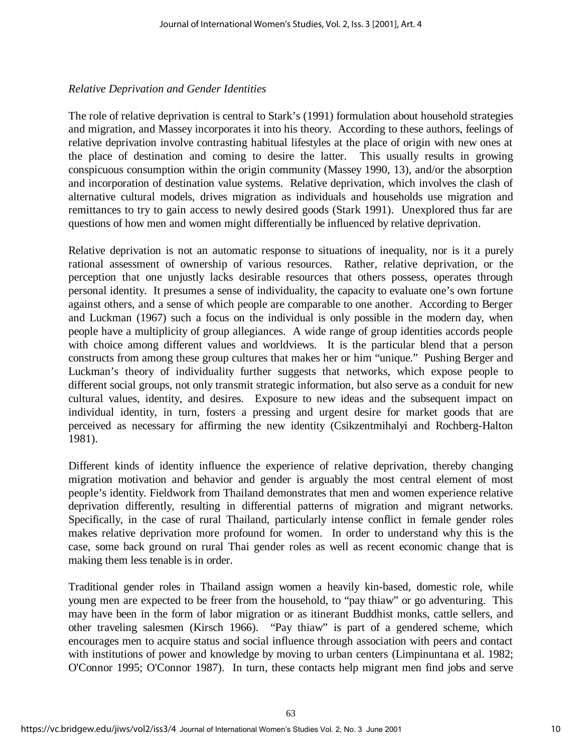*Relative Deprivation and Gender Identities*

The role of relative deprivation is central to Stark's (1991) formulation about household strategies and migration, and Massey incorporates it into his theory. According to these authors, feelings of relative deprivation involve contrasting habitual lifestyles at the place of origin with new ones at the place of destination and coming to desire the latter. This usually results in growing conspicuous consumption within the origin community (Massey 1990, 13), and/or the absorption and incorporation of destination value systems. Relative deprivation, which involves the clash of alternative cultural models, drives migration as individuals and households use migration and remittances to try to gain access to newly desired goods (Stark 1991). Unexplored thus far are questions of how men and women might differentially be influenced by relative deprivation.

Relative deprivation is not an automatic response to situations of inequality, nor is it a purely rational assessment of ownership of various resources. Rather, relative deprivation, or the perception that one unjustly lacks desirable resources that others possess, operates through personal identity. It presumes a sense of individuality, the capacity to evaluate one's own fortune against others, and a sense of which people are comparable to one another. According to Berger and Luckman (1967) such a focus on the individual is only possible in the modern day, when people have a multiplicity of group allegiances. A wide range of group identities accords people with choice among different values and worldviews. It is the particular blend that a person constructs from among these group cultures that makes her or him "unique." Pushing Berger and Luckman's theory of individuality further suggests that networks, which expose people to different social groups, not only transmit strategic information, but also serve as a conduit for new cultural values, identity, and desires. Exposure to new ideas and the subsequent impact on individual identity, in turn, fosters a pressing and urgent desire for market goods that are perceived as necessary for affirming the new identity (Csikzentmihalyi and Rochberg-Halton 1981).

Different kinds of identity influence the experience of relative deprivation, thereby changing migration motivation and behavior and gender is arguably the most central element of most people's identity. Fieldwork from Thailand demonstrates that men and women experience relative deprivation differently, resulting in differential patterns of migration and migrant networks. Specifically, in the case of rural Thailand, particularly intense conflict in female gender roles makes relative deprivation more profound for women. In order to understand why this is the case, some back ground on rural Thai gender roles as well as recent economic change that is making them less tenable is in order.

Traditional gender roles in Thailand assign women a heavily kin-based, domestic role, while young men are expected to be freer from the household, to "pay thiaw" or go adventuring. This may have been in the form of labor migration or as itinerant Buddhist monks, cattle sellers, and other traveling salesmen (Kirsch 1966). "Pay thiaw" is part of a gendered scheme, which encourages men to acquire status and social influence through association with peers and contact with institutions of power and knowledge by moving to urban centers (Limpinuntana et al. 1982; O'Connor 1995; O'Connor 1987). In turn, these contacts help migrant men find jobs and serve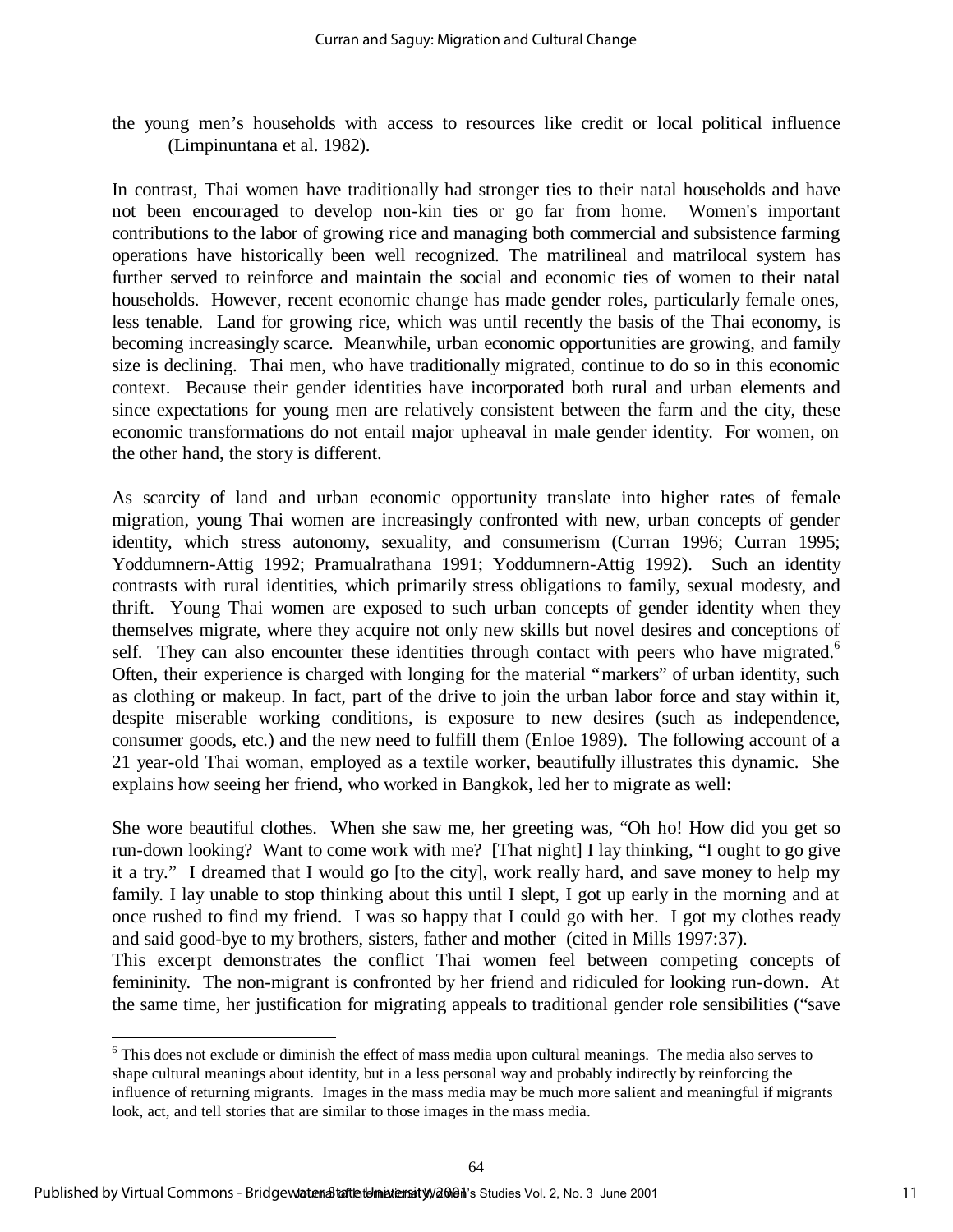the young men's households with access to resources like credit or local political influence (Limpinuntana et al. 1982).

In contrast, Thai women have traditionally had stronger ties to their natal households and have not been encouraged to develop non-kin ties or go far from home. Women's important contributions to the labor of growing rice and managing both commercial and subsistence farming operations have historically been well recognized. The matrilineal and matrilocal system has further served to reinforce and maintain the social and economic ties of women to their natal households. However, recent economic change has made gender roles, particularly female ones, less tenable. Land for growing rice, which was until recently the basis of the Thai economy, is becoming increasingly scarce. Meanwhile, urban economic opportunities are growing, and family size is declining. Thai men, who have traditionally migrated, continue to do so in this economic context. Because their gender identities have incorporated both rural and urban elements and since expectations for young men are relatively consistent between the farm and the city, these economic transformations do not entail major upheaval in male gender identity. For women, on the other hand, the story is different.

As scarcity of land and urban economic opportunity translate into higher rates of female migration, young Thai women are increasingly confronted with new, urban concepts of gender identity, which stress autonomy, sexuality, and consumerism (Curran 1996; Curran 1995; Yoddumnern-Attig 1992; Pramualrathana 1991; Yoddumnern-Attig 1992). Such an identity contrasts with rural identities, which primarily stress obligations to family, sexual modesty, and thrift. Young Thai women are exposed to such urban concepts of gender identity when they themselves migrate, where they acquire not only new skills but novel desires and conceptions of self. They can also encounter these identities through contact with peers who have migrated.[6] Often, their experience is charged with longing for the material "markers" of urban identity, such as clothing or makeup. In fact, part of the drive to join the urban labor force and stay within it, despite miserable working conditions, is exposure to new desires (such as independence, consumer goods, etc.) and the new need to fulfill them (Enloe 1989). The following account of a 21 year-old Thai woman, employed as a textile worker, beautifully illustrates this dynamic. She explains how seeing her friend, who worked in Bangkok, led her to migrate as well:

She wore beautiful clothes. When she saw me, her greeting was, "Oh ho! How did you get so run-down looking? Want to come work with me? [That night] I lay thinking, "I ought to go give it a try." I dreamed that I would go [to the city], work really hard, and save money to help my family. I lay unable to stop thinking about this until I slept, I got up early in the morning and at once rushed to find my friend. I was so happy that I could go with her. I got my clothes ready and said good-bye to my brothers, sisters, father and mother (cited in Mills 1997:37).

This excerpt demonstrates the conflict Thai women feel between competing concepts of femininity. The non-migrant is confronted by her friend and ridiculed for looking run-down. At the same time, her justification for migrating appeals to traditional gender role sensibilities ("save

[6] This does not exclude or diminish the effect of mass media upon cultural meanings. The media also serves to shape cultural meanings about identity, but in a less personal way and probably indirectly by reinforcing the influence of returning migrants. Images in the mass media may be much more salient and meaningful if migrants look, act, and tell stories that are similar to those images in the mass media.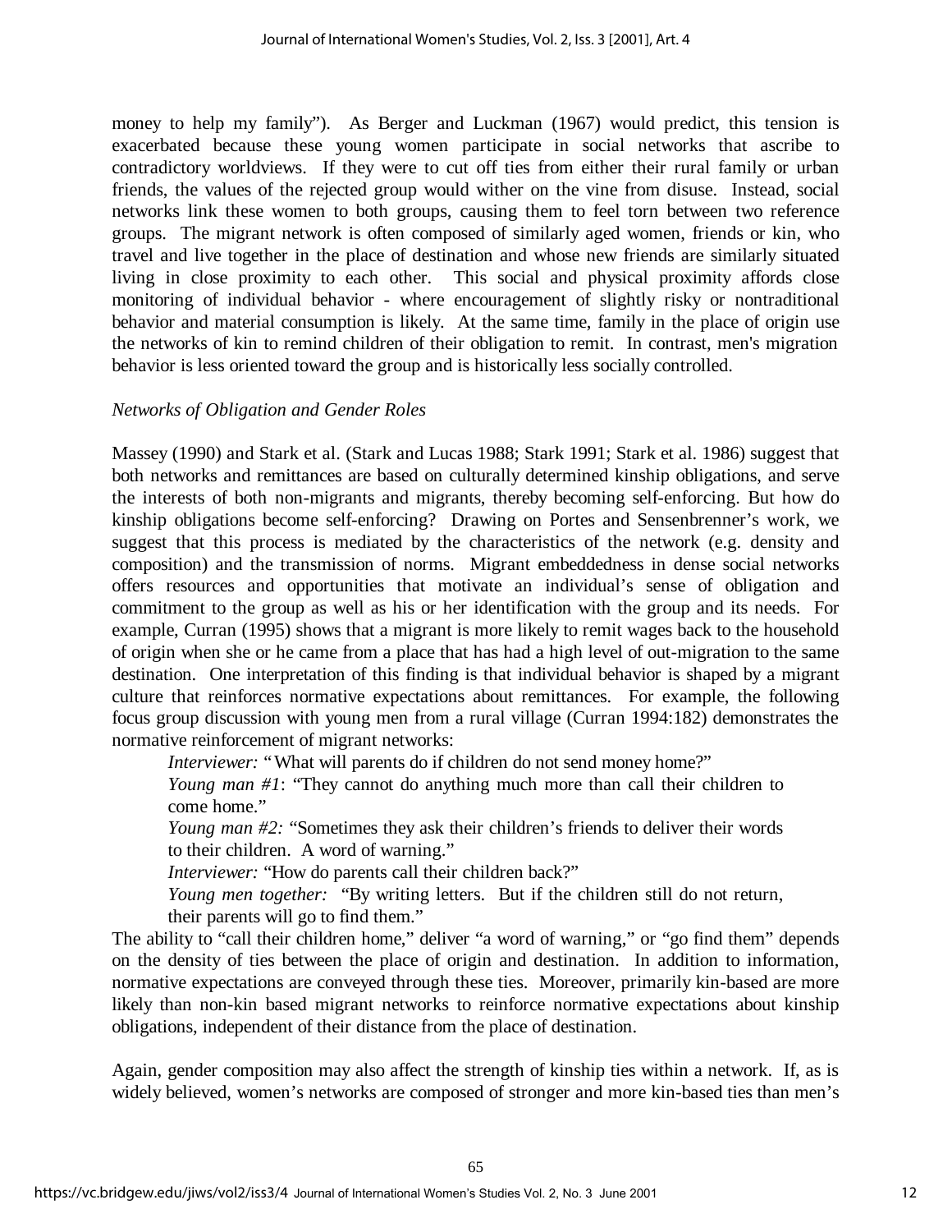money to help my family"). As Berger and Luckman (1967) would predict, this tension is exacerbated because these young women participate in social networks that ascribe to contradictory worldviews. If they were to cut off ties from either their rural family or urban friends, the values of the rejected group would wither on the vine from disuse. Instead, social networks link these women to both groups, causing them to feel torn between two reference groups. The migrant network is often composed of similarly aged women, friends or kin, who travel and live together in the place of destination and whose new friends are similarly situated living in close proximity to each other. This social and physical proximity affords close monitoring of individual behavior - where encouragement of slightly risky or nontraditional behavior and material consumption is likely. At the same time, family in the place of origin use the networks of kin to remind children of their obligation to remit. In contrast, men's migration behavior is less oriented toward the group and is historically less socially controlled.

*Networks of Obligation and Gender Roles*

Massey (1990) and Stark et al. (Stark and Lucas 1988; Stark 1991; Stark et al. 1986) suggest that both networks and remittances are based on culturally determined kinship obligations, and serve the interests of both non-migrants and migrants, thereby becoming self-enforcing. But how do kinship obligations become self-enforcing? Drawing on Portes and Sensenbrenner's work, we suggest that this process is mediated by the characteristics of the network (e.g. density and composition) and the transmission of norms. Migrant embeddedness in dense social networks offers resources and opportunities that motivate an individual's sense of obligation and commitment to the group as well as his or her identification with the group and its needs. For example, Curran (1995) shows that a migrant is more likely to remit wages back to the household of origin when she or he came from a place that has had a high level of out-migration to the same destination. One interpretation of this finding is that individual behavior is shaped by a migrant culture that reinforces normative expectations about remittances. For example, the following focus group discussion with young men from a rural village (Curran 1994:182) demonstrates the normative reinforcement of migrant networks:

> *Interviewer:* "What will parents do if children do not send money home?"
>
> *Young man #1*: "They cannot do anything much more than call their children to come home."
>
> *Young man #2:* "Sometimes they ask their children's friends to deliver their words to their children. A word of warning."
>
> *Interviewer:* "How do parents call their children back?"
>
> *Young men together:* "By writing letters. But if the children still do not return, their parents will go to find them."

The ability to "call their children home," deliver "a word of warning," or "go find them" depends on the density of ties between the place of origin and destination. In addition to information, normative expectations are conveyed through these ties. Moreover, primarily kin-based are more likely than non-kin based migrant networks to reinforce normative expectations about kinship obligations, independent of their distance from the place of destination.

Again, gender composition may also affect the strength of kinship ties within a network. If, as is widely believed, women's networks are composed of stronger and more kin-based ties than men's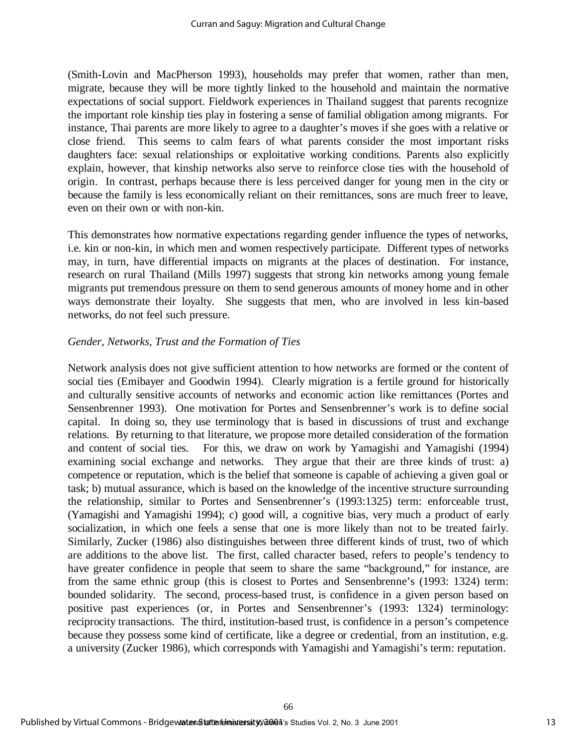(Smith-Lovin and MacPherson 1993), households may prefer that women, rather than men, migrate, because they will be more tightly linked to the household and maintain the normative expectations of social support. Fieldwork experiences in Thailand suggest that parents recognize the important role kinship ties play in fostering a sense of familial obligation among migrants. For instance, Thai parents are more likely to agree to a daughter's moves if she goes with a relative or close friend. This seems to calm fears of what parents consider the most important risks daughters face: sexual relationships or exploitative working conditions. Parents also explicitly explain, however, that kinship networks also serve to reinforce close ties with the household of origin. In contrast, perhaps because there is less perceived danger for young men in the city or because the family is less economically reliant on their remittances, sons are much freer to leave, even on their own or with non-kin.

This demonstrates how normative expectations regarding gender influence the types of networks, i.e. kin or non-kin, in which men and women respectively participate. Different types of networks may, in turn, have differential impacts on migrants at the places of destination. For instance, research on rural Thailand (Mills 1997) suggests that strong kin networks among young female migrants put tremendous pressure on them to send generous amounts of money home and in other ways demonstrate their loyalty. She suggests that men, who are involved in less kin-based networks, do not feel such pressure.

*Gender, Networks, Trust and the Formation of Ties*

Network analysis does not give sufficient attention to how networks are formed or the content of social ties (Emibayer and Goodwin 1994). Clearly migration is a fertile ground for historically and culturally sensitive accounts of networks and economic action like remittances (Portes and Sensenbrenner 1993). One motivation for Portes and Sensenbrenner's work is to define social capital. In doing so, they use terminology that is based in discussions of trust and exchange relations. By returning to that literature, we propose more detailed consideration of the formation and content of social ties. For this, we draw on work by Yamagishi and Yamagishi (1994) examining social exchange and networks. They argue that their are three kinds of trust: a) competence or reputation, which is the belief that someone is capable of achieving a given goal or task; b) mutual assurance, which is based on the knowledge of the incentive structure surrounding the relationship, similar to Portes and Sensenbrenner's (1993:1325) term: enforceable trust, (Yamagishi and Yamagishi 1994); c) good will, a cognitive bias, very much a product of early socialization, in which one feels a sense that one is more likely than not to be treated fairly. Similarly, Zucker (1986) also distinguishes between three different kinds of trust, two of which are additions to the above list. The first, called character based, refers to people's tendency to have greater confidence in people that seem to share the same "background," for instance, are from the same ethnic group (this is closest to Portes and Sensenbrenne's (1993: 1324) term: bounded solidarity. The second, process-based trust, is confidence in a given person based on positive past experiences (or, in Portes and Sensenbrenner's (1993: 1324) terminology: reciprocity transactions. The third, institution-based trust, is confidence in a person's competence because they possess some kind of certificate, like a degree or credential, from an institution, e.g. a university (Zucker 1986), which corresponds with Yamagishi and Yamagishi's term: reputation.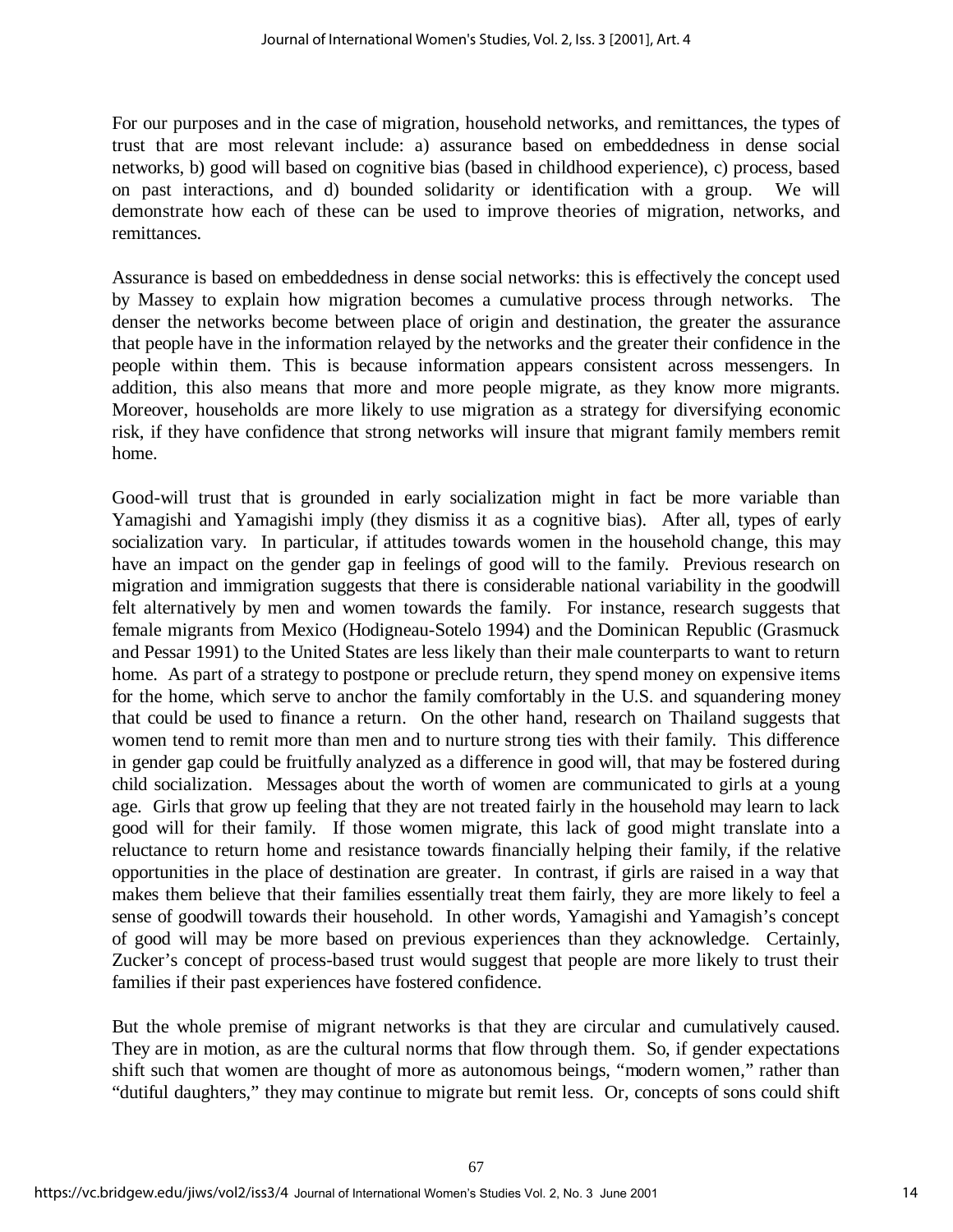For our purposes and in the case of migration, household networks, and remittances, the types of trust that are most relevant include: a) assurance based on embeddedness in dense social networks, b) good will based on cognitive bias (based in childhood experience), c) process, based on past interactions, and d) bounded solidarity or identification with a group. We will demonstrate how each of these can be used to improve theories of migration, networks, and remittances.

Assurance is based on embeddedness in dense social networks: this is effectively the concept used by Massey to explain how migration becomes a cumulative process through networks. The denser the networks become between place of origin and destination, the greater the assurance that people have in the information relayed by the networks and the greater their confidence in the people within them. This is because information appears consistent across messengers. In addition, this also means that more and more people migrate, as they know more migrants. Moreover, households are more likely to use migration as a strategy for diversifying economic risk, if they have confidence that strong networks will insure that migrant family members remit home.

Good-will trust that is grounded in early socialization might in fact be more variable than Yamagishi and Yamagishi imply (they dismiss it as a cognitive bias). After all, types of early socialization vary. In particular, if attitudes towards women in the household change, this may have an impact on the gender gap in feelings of good will to the family. Previous research on migration and immigration suggests that there is considerable national variability in the goodwill felt alternatively by men and women towards the family. For instance, research suggests that female migrants from Mexico (Hodigneau-Sotelo 1994) and the Dominican Republic (Grasmuck and Pessar 1991) to the United States are less likely than their male counterparts to want to return home. As part of a strategy to postpone or preclude return, they spend money on expensive items for the home, which serve to anchor the family comfortably in the U.S. and squandering money that could be used to finance a return. On the other hand, research on Thailand suggests that women tend to remit more than men and to nurture strong ties with their family. This difference in gender gap could be fruitfully analyzed as a difference in good will, that may be fostered during child socialization. Messages about the worth of women are communicated to girls at a young age. Girls that grow up feeling that they are not treated fairly in the household may learn to lack good will for their family. If those women migrate, this lack of good might translate into a reluctance to return home and resistance towards financially helping their family, if the relative opportunities in the place of destination are greater. In contrast, if girls are raised in a way that makes them believe that their families essentially treat them fairly, they are more likely to feel a sense of goodwill towards their household. In other words, Yamagishi and Yamagish's concept of good will may be more based on previous experiences than they acknowledge. Certainly, Zucker's concept of process-based trust would suggest that people are more likely to trust their families if their past experiences have fostered confidence.

But the whole premise of migrant networks is that they are circular and cumulatively caused. They are in motion, as are the cultural norms that flow through them. So, if gender expectations shift such that women are thought of more as autonomous beings, "modern women," rather than "dutiful daughters," they may continue to migrate but remit less. Or, concepts of sons could shift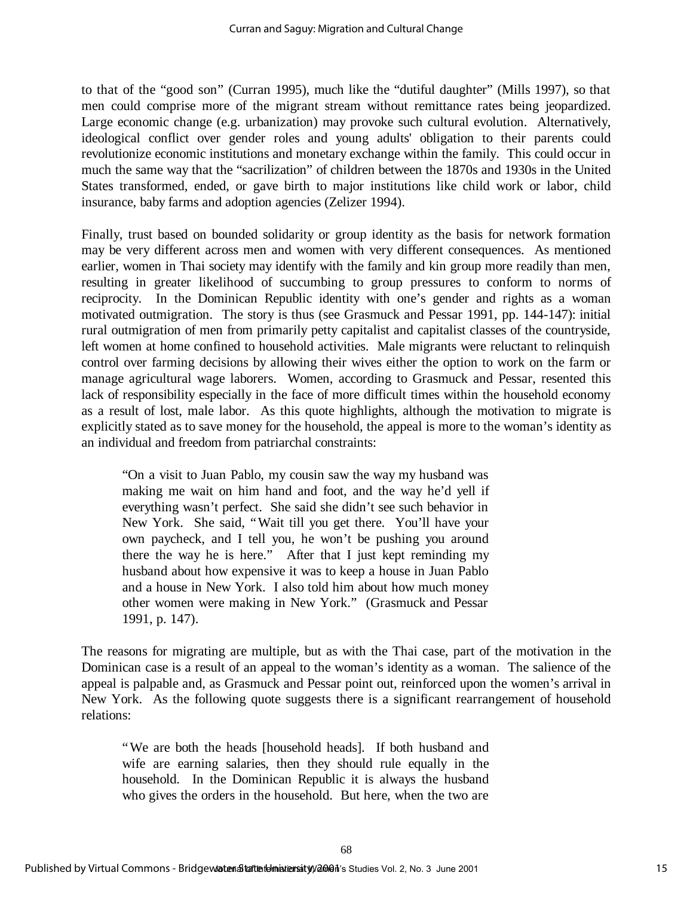to that of the "good son" (Curran 1995), much like the "dutiful daughter" (Mills 1997), so that men could comprise more of the migrant stream without remittance rates being jeopardized. Large economic change (e.g. urbanization) may provoke such cultural evolution. Alternatively, ideological conflict over gender roles and young adults' obligation to their parents could revolutionize economic institutions and monetary exchange within the family. This could occur in much the same way that the "sacrilization" of children between the 1870s and 1930s in the United States transformed, ended, or gave birth to major institutions like child work or labor, child insurance, baby farms and adoption agencies (Zelizer 1994).

Finally, trust based on bounded solidarity or group identity as the basis for network formation may be very different across men and women with very different consequences. As mentioned earlier, women in Thai society may identify with the family and kin group more readily than men, resulting in greater likelihood of succumbing to group pressures to conform to norms of reciprocity. In the Dominican Republic identity with one's gender and rights as a woman motivated outmigration. The story is thus (see Grasmuck and Pessar 1991, pp. 144-147): initial rural outmigration of men from primarily petty capitalist and capitalist classes of the countryside, left women at home confined to household activities. Male migrants were reluctant to relinquish control over farming decisions by allowing their wives either the option to work on the farm or manage agricultural wage laborers. Women, according to Grasmuck and Pessar, resented this lack of responsibility especially in the face of more difficult times within the household economy as a result of lost, male labor. As this quote highlights, although the motivation to migrate is explicitly stated as to save money for the household, the appeal is more to the woman's identity as an individual and freedom from patriarchal constraints:

> "On a visit to Juan Pablo, my cousin saw the way my husband was making me wait on him hand and foot, and the way he'd yell if everything wasn't perfect. She said she didn't see such behavior in New York. She said, "Wait till you get there. You'll have your own paycheck, and I tell you, he won't be pushing you around there the way he is here." After that I just kept reminding my husband about how expensive it was to keep a house in Juan Pablo and a house in New York. I also told him about how much money other women were making in New York." (Grasmuck and Pessar 1991, p. 147).

The reasons for migrating are multiple, but as with the Thai case, part of the motivation in the Dominican case is a result of an appeal to the woman's identity as a woman. The salience of the appeal is palpable and, as Grasmuck and Pessar point out, reinforced upon the women's arrival in New York. As the following quote suggests there is a significant rearrangement of household relations:

> "We are both the heads [household heads]. If both husband and wife are earning salaries, then they should rule equally in the household. In the Dominican Republic it is always the husband who gives the orders in the household. But here, when the two are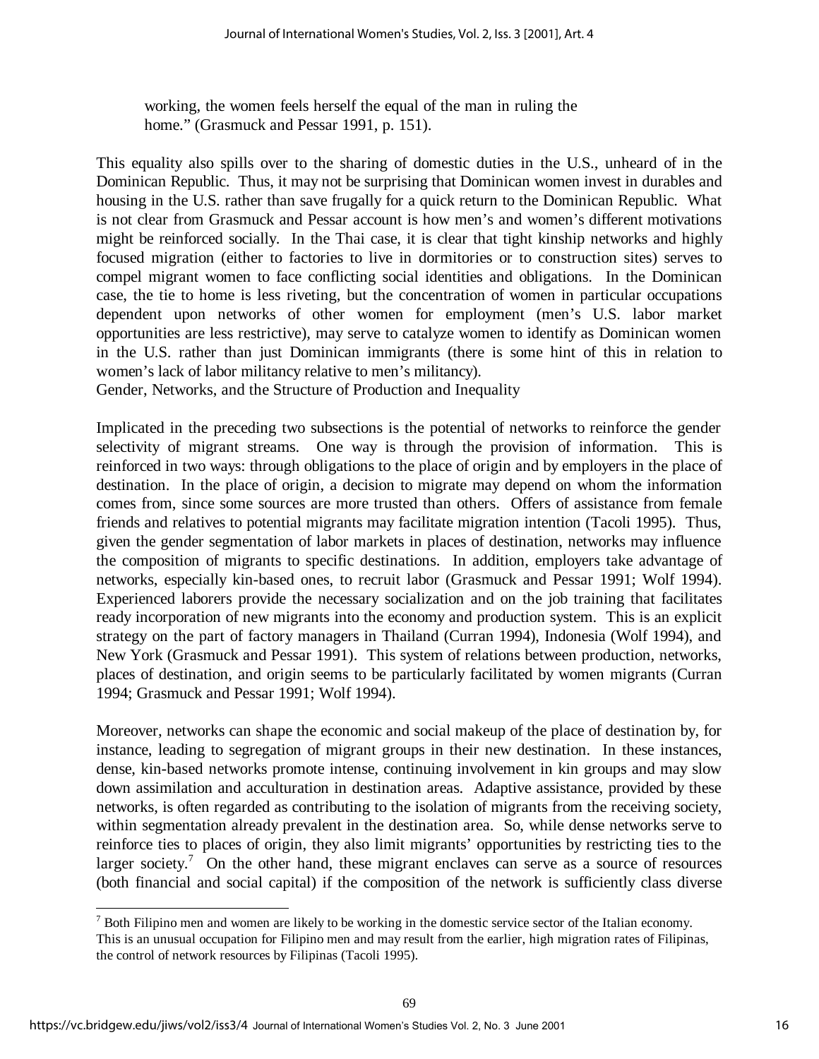> working, the women feels herself the equal of the man in ruling the home." (Grasmuck and Pessar 1991, p. 151).

This equality also spills over to the sharing of domestic duties in the U.S., unheard of in the Dominican Republic. Thus, it may not be surprising that Dominican women invest in durables and housing in the U.S. rather than save frugally for a quick return to the Dominican Republic. What is not clear from Grasmuck and Pessar account is how men's and women's different motivations might be reinforced socially. In the Thai case, it is clear that tight kinship networks and highly focused migration (either to factories to live in dormitories or to construction sites) serves to compel migrant women to face conflicting social identities and obligations. In the Dominican case, the tie to home is less riveting, but the concentration of women in particular occupations dependent upon networks of other women for employment (men's U.S. labor market opportunities are less restrictive), may serve to catalyze women to identify as Dominican women in the U.S. rather than just Dominican immigrants (there is some hint of this in relation to women's lack of labor militancy relative to men's militancy).

### Gender, Networks, and the Structure of Production and Inequality

Implicated in the preceding two subsections is the potential of networks to reinforce the gender selectivity of migrant streams. One way is through the provision of information. This is reinforced in two ways: through obligations to the place of origin and by employers in the place of destination. In the place of origin, a decision to migrate may depend on whom the information comes from, since some sources are more trusted than others. Offers of assistance from female friends and relatives to potential migrants may facilitate migration intention (Tacoli 1995). Thus, given the gender segmentation of labor markets in places of destination, networks may influence the composition of migrants to specific destinations. In addition, employers take advantage of networks, especially kin-based ones, to recruit labor (Grasmuck and Pessar 1991; Wolf 1994). Experienced laborers provide the necessary socialization and on the job training that facilitates ready incorporation of new migrants into the economy and production system. This is an explicit strategy on the part of factory managers in Thailand (Curran 1994), Indonesia (Wolf 1994), and New York (Grasmuck and Pessar 1991). This system of relations between production, networks, places of destination, and origin seems to be particularly facilitated by women migrants (Curran 1994; Grasmuck and Pessar 1991; Wolf 1994).

Moreover, networks can shape the economic and social makeup of the place of destination by, for instance, leading to segregation of migrant groups in their new destination. In these instances, dense, kin-based networks promote intense, continuing involvement in kin groups and may slow down assimilation and acculturation in destination areas. Adaptive assistance, provided by these networks, is often regarded as contributing to the isolation of migrants from the receiving society, within segmentation already prevalent in the destination area. So, while dense networks serve to reinforce ties to places of origin, they also limit migrants' opportunities by restricting ties to the larger society.[7] On the other hand, these migrant enclaves can serve as a source of resources (both financial and social capital) if the composition of the network is sufficiently class diverse

---

[7] Both Filipino men and women are likely to be working in the domestic service sector of the Italian economy. This is an unusual occupation for Filipino men and may result from the earlier, high migration rates of Filipinas, the control of network resources by Filipinas (Tacoli 1995).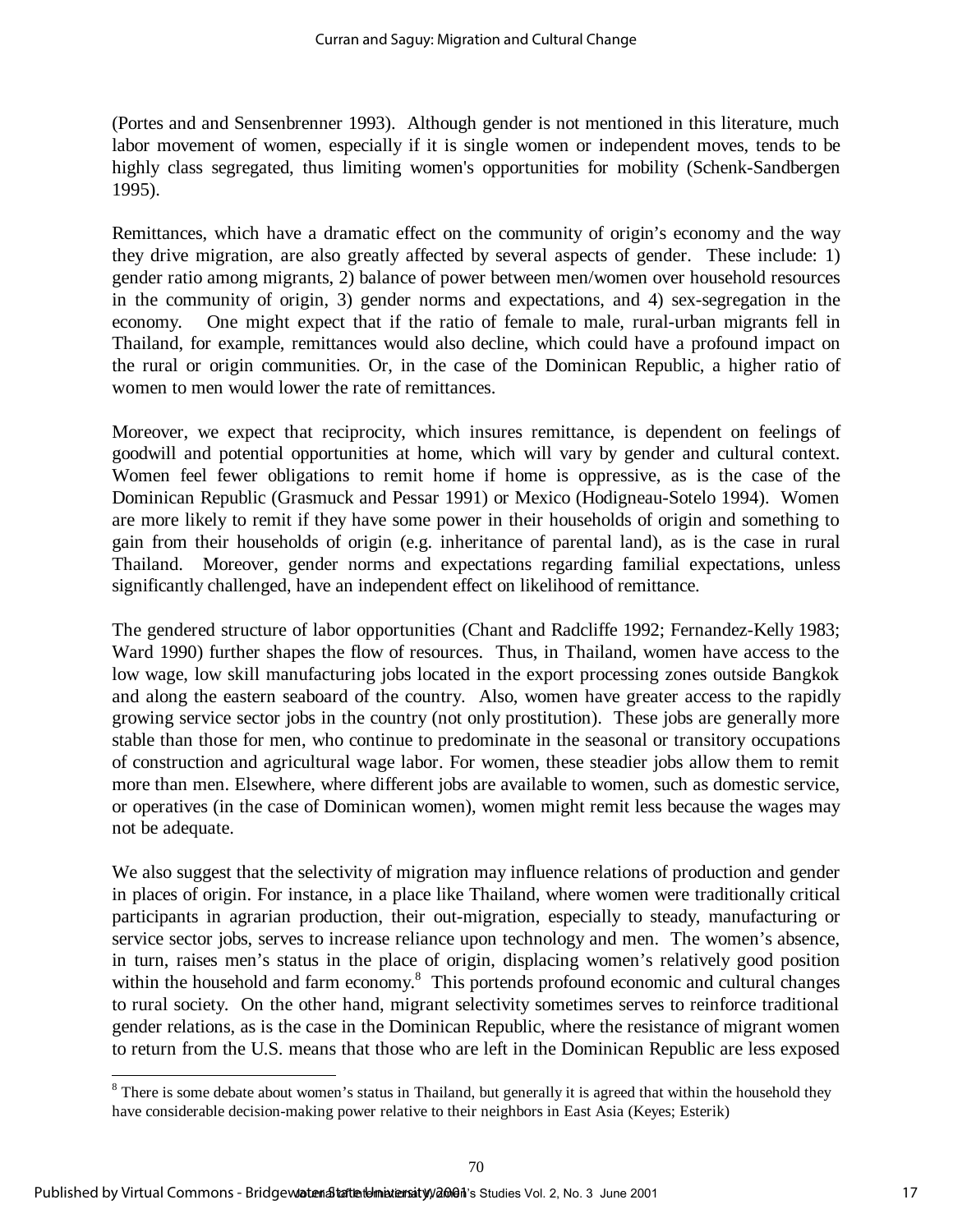(Portes and and Sensenbrenner 1993). Although gender is not mentioned in this literature, much labor movement of women, especially if it is single women or independent moves, tends to be highly class segregated, thus limiting women's opportunities for mobility (Schenk-Sandbergen 1995).

Remittances, which have a dramatic effect on the community of origin's economy and the way they drive migration, are also greatly affected by several aspects of gender. These include: 1) gender ratio among migrants, 2) balance of power between men/women over household resources in the community of origin, 3) gender norms and expectations, and 4) sex-segregation in the economy. One might expect that if the ratio of female to male, rural-urban migrants fell in Thailand, for example, remittances would also decline, which could have a profound impact on the rural or origin communities. Or, in the case of the Dominican Republic, a higher ratio of women to men would lower the rate of remittances.

Moreover, we expect that reciprocity, which insures remittance, is dependent on feelings of goodwill and potential opportunities at home, which will vary by gender and cultural context. Women feel fewer obligations to remit home if home is oppressive, as is the case of the Dominican Republic (Grasmuck and Pessar 1991) or Mexico (Hodigneau-Sotelo 1994). Women are more likely to remit if they have some power in their households of origin and something to gain from their households of origin (e.g. inheritance of parental land), as is the case in rural Thailand. Moreover, gender norms and expectations regarding familial expectations, unless significantly challenged, have an independent effect on likelihood of remittance.

The gendered structure of labor opportunities (Chant and Radcliffe 1992; Fernandez-Kelly 1983; Ward 1990) further shapes the flow of resources. Thus, in Thailand, women have access to the low wage, low skill manufacturing jobs located in the export processing zones outside Bangkok and along the eastern seaboard of the country. Also, women have greater access to the rapidly growing service sector jobs in the country (not only prostitution). These jobs are generally more stable than those for men, who continue to predominate in the seasonal or transitory occupations of construction and agricultural wage labor. For women, these steadier jobs allow them to remit more than men. Elsewhere, where different jobs are available to women, such as domestic service, or operatives (in the case of Dominican women), women might remit less because the wages may not be adequate.

We also suggest that the selectivity of migration may influence relations of production and gender in places of origin. For instance, in a place like Thailand, where women were traditionally critical participants in agrarian production, their out-migration, especially to steady, manufacturing or service sector jobs, serves to increase reliance upon technology and men. The women's absence, in turn, raises men's status in the place of origin, displacing women's relatively good position within the household and farm economy.[8] This portends profound economic and cultural changes to rural society. On the other hand, migrant selectivity sometimes serves to reinforce traditional gender relations, as is the case in the Dominican Republic, where the resistance of migrant women to return from the U.S. means that those who are left in the Dominican Republic are less exposed

---

[8] There is some debate about women's status in Thailand, but generally it is agreed that within the household they have considerable decision-making power relative to their neighbors in East Asia (Keyes; Esterik)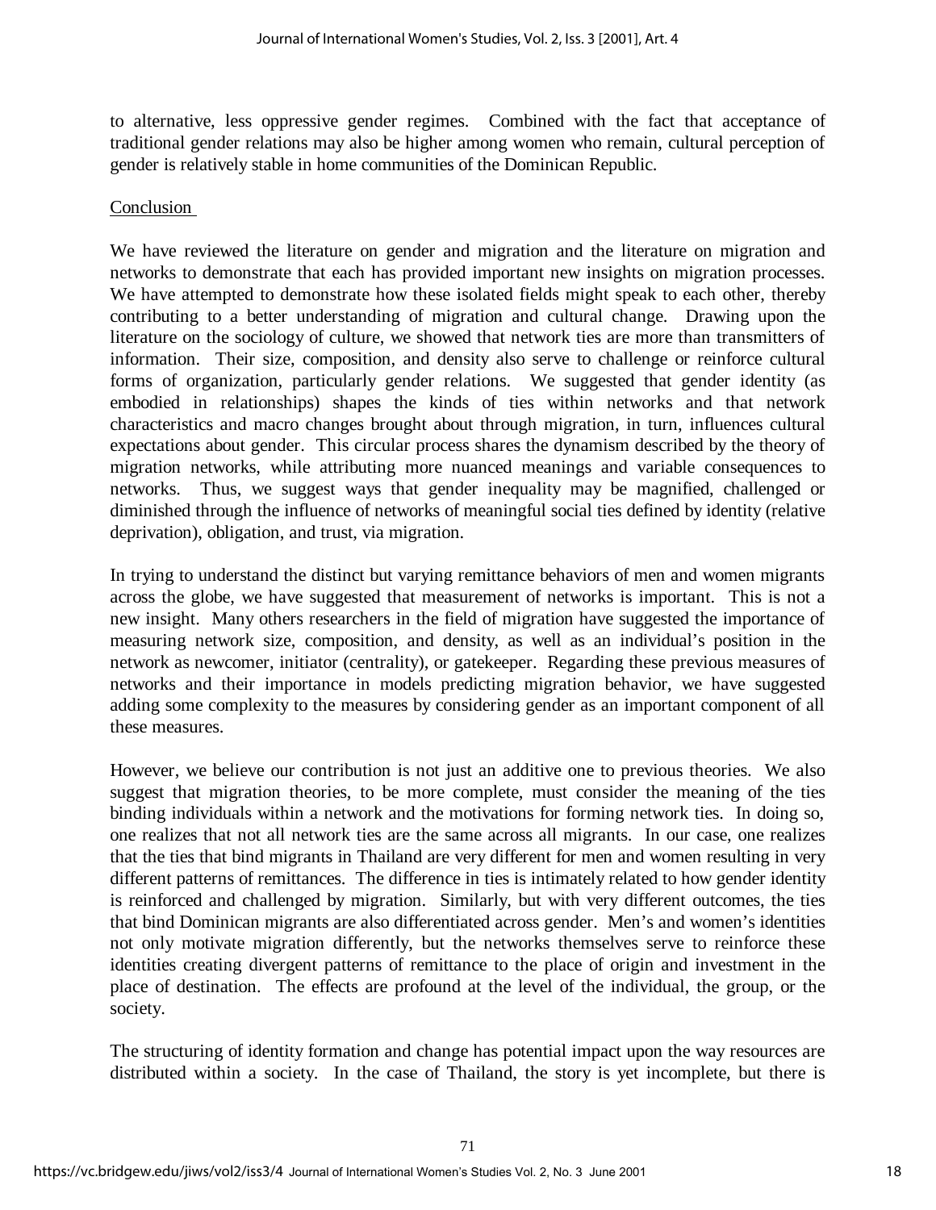to alternative, less oppressive gender regimes. Combined with the fact that acceptance of traditional gender relations may also be higher among women who remain, cultural perception of gender is relatively stable in home communities of the Dominican Republic.

## Conclusion

We have reviewed the literature on gender and migration and the literature on migration and networks to demonstrate that each has provided important new insights on migration processes. We have attempted to demonstrate how these isolated fields might speak to each other, thereby contributing to a better understanding of migration and cultural change. Drawing upon the literature on the sociology of culture, we showed that network ties are more than transmitters of information. Their size, composition, and density also serve to challenge or reinforce cultural forms of organization, particularly gender relations. We suggested that gender identity (as embodied in relationships) shapes the kinds of ties within networks and that network characteristics and macro changes brought about through migration, in turn, influences cultural expectations about gender. This circular process shares the dynamism described by the theory of migration networks, while attributing more nuanced meanings and variable consequences to networks. Thus, we suggest ways that gender inequality may be magnified, challenged or diminished through the influence of networks of meaningful social ties defined by identity (relative deprivation), obligation, and trust, via migration.

In trying to understand the distinct but varying remittance behaviors of men and women migrants across the globe, we have suggested that measurement of networks is important. This is not a new insight. Many others researchers in the field of migration have suggested the importance of measuring network size, composition, and density, as well as an individual's position in the network as newcomer, initiator (centrality), or gatekeeper. Regarding these previous measures of networks and their importance in models predicting migration behavior, we have suggested adding some complexity to the measures by considering gender as an important component of all these measures.

However, we believe our contribution is not just an additive one to previous theories. We also suggest that migration theories, to be more complete, must consider the meaning of the ties binding individuals within a network and the motivations for forming network ties. In doing so, one realizes that not all network ties are the same across all migrants. In our case, one realizes that the ties that bind migrants in Thailand are very different for men and women resulting in very different patterns of remittances. The difference in ties is intimately related to how gender identity is reinforced and challenged by migration. Similarly, but with very different outcomes, the ties that bind Dominican migrants are also differentiated across gender. Men's and women's identities not only motivate migration differently, but the networks themselves serve to reinforce these identities creating divergent patterns of remittance to the place of origin and investment in the place of destination. The effects are profound at the level of the individual, the group, or the society.

The structuring of identity formation and change has potential impact upon the way resources are distributed within a society. In the case of Thailand, the story is yet incomplete, but there is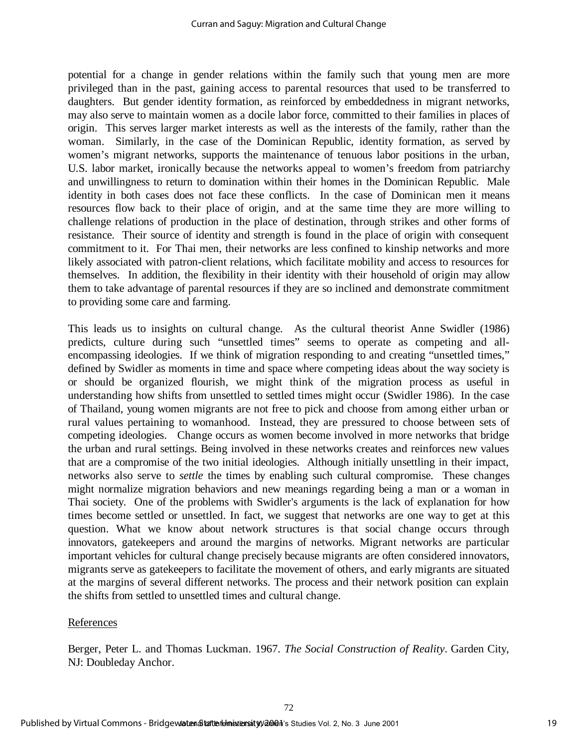potential for a change in gender relations within the family such that young men are more privileged than in the past, gaining access to parental resources that used to be transferred to daughters. But gender identity formation, as reinforced by embeddedness in migrant networks, may also serve to maintain women as a docile labor force, committed to their families in places of origin. This serves larger market interests as well as the interests of the family, rather than the woman. Similarly, in the case of the Dominican Republic, identity formation, as served by women's migrant networks, supports the maintenance of tenuous labor positions in the urban, U.S. labor market, ironically because the networks appeal to women's freedom from patriarchy and unwillingness to return to domination within their homes in the Dominican Republic. Male identity in both cases does not face these conflicts. In the case of Dominican men it means resources flow back to their place of origin, and at the same time they are more willing to challenge relations of production in the place of destination, through strikes and other forms of resistance. Their source of identity and strength is found in the place of origin with consequent commitment to it. For Thai men, their networks are less confined to kinship networks and more likely associated with patron-client relations, which facilitate mobility and access to resources for themselves. In addition, the flexibility in their identity with their household of origin may allow them to take advantage of parental resources if they are so inclined and demonstrate commitment to providing some care and farming.

This leads us to insights on cultural change. As the cultural theorist Anne Swidler (1986) predicts, culture during such "unsettled times" seems to operate as competing and all-encompassing ideologies. If we think of migration responding to and creating "unsettled times," defined by Swidler as moments in time and space where competing ideas about the way society is or should be organized flourish, we might think of the migration process as useful in understanding how shifts from unsettled to settled times might occur (Swidler 1986). In the case of Thailand, young women migrants are not free to pick and choose from among either urban or rural values pertaining to womanhood. Instead, they are pressured to choose between sets of competing ideologies. Change occurs as women become involved in more networks that bridge the urban and rural settings. Being involved in these networks creates and reinforces new values that are a compromise of the two initial ideologies. Although initially unsettling in their impact, networks also serve to *settle* the times by enabling such cultural compromise. These changes might normalize migration behaviors and new meanings regarding being a man or a woman in Thai society. One of the problems with Swidler's arguments is the lack of explanation for how times become settled or unsettled. In fact, we suggest that networks are one way to get at this question. What we know about network structures is that social change occurs through innovators, gatekeepers and around the margins of networks. Migrant networks are particular important vehicles for cultural change precisely because migrants are often considered innovators, migrants serve as gatekeepers to facilitate the movement of others, and early migrants are situated at the margins of several different networks. The process and their network position can explain the shifts from settled to unsettled times and cultural change.

## References

Berger, Peter L. and Thomas Luckman. 1967. *The Social Construction of Reality*. Garden City, NJ: Doubleday Anchor.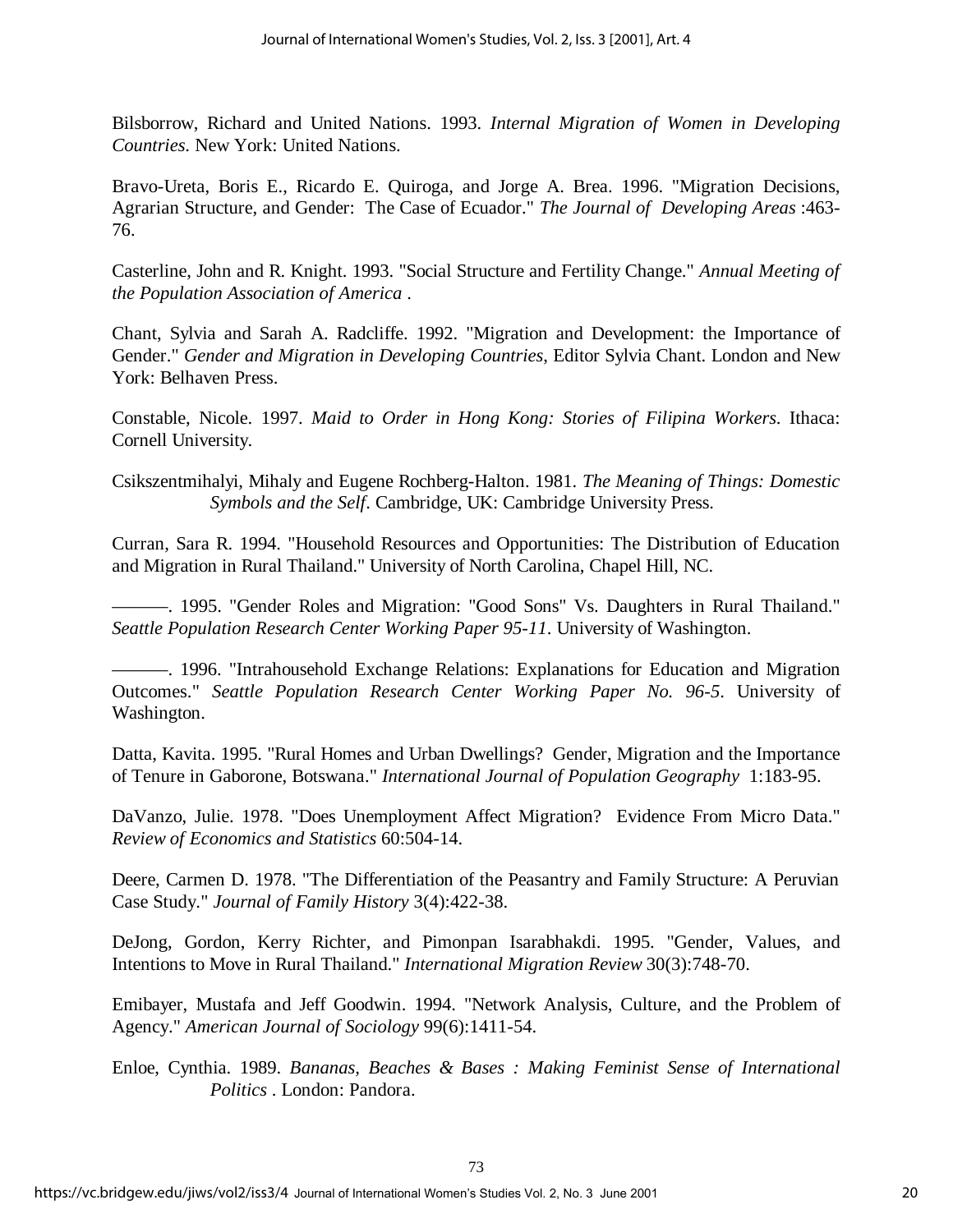Bilsborrow, Richard and United Nations. 1993. *Internal Migration of Women in Developing Countries*. New York: United Nations.

Bravo-Ureta, Boris E., Ricardo E. Quiroga, and Jorge A. Brea. 1996. "Migration Decisions, Agrarian Structure, and Gender: The Case of Ecuador." *The Journal of Developing Areas* :463-76.

Casterline, John and R. Knight. 1993. "Social Structure and Fertility Change." *Annual Meeting of the Population Association of America* .

Chant, Sylvia and Sarah A. Radcliffe. 1992. "Migration and Development: the Importance of Gender." *Gender and Migration in Developing Countries*, Editor Sylvia Chant. London and New York: Belhaven Press.

Constable, Nicole. 1997. *Maid to Order in Hong Kong: Stories of Filipina Workers*. Ithaca: Cornell University.

Csikszentmihalyi, Mihaly and Eugene Rochberg-Halton. 1981. *The Meaning of Things: Domestic Symbols and the Self*. Cambridge, UK: Cambridge University Press.

Curran, Sara R. 1994. "Household Resources and Opportunities: The Distribution of Education and Migration in Rural Thailand." University of North Carolina, Chapel Hill, NC.

———. 1995. "Gender Roles and Migration: "Good Sons" Vs. Daughters in Rural Thailand." *Seattle Population Research Center Working Paper 95-11*. University of Washington.

———. 1996. "Intrahousehold Exchange Relations: Explanations for Education and Migration Outcomes." *Seattle Population Research Center Working Paper No. 96-5*. University of Washington.

Datta, Kavita. 1995. "Rural Homes and Urban Dwellings? Gender, Migration and the Importance of Tenure in Gaborone, Botswana." *International Journal of Population Geography* 1:183-95.

DaVanzo, Julie. 1978. "Does Unemployment Affect Migration? Evidence From Micro Data." *Review of Economics and Statistics* 60:504-14.

Deere, Carmen D. 1978. "The Differentiation of the Peasantry and Family Structure: A Peruvian Case Study." *Journal of Family History* 3(4):422-38.

DeJong, Gordon, Kerry Richter, and Pimonpan Isarabhakdi. 1995. "Gender, Values, and Intentions to Move in Rural Thailand." *International Migration Review* 30(3):748-70.

Emibayer, Mustafa and Jeff Goodwin. 1994. "Network Analysis, Culture, and the Problem of Agency." *American Journal of Sociology* 99(6):1411-54.

Enloe, Cynthia. 1989. *Bananas, Beaches & Bases : Making Feminist Sense of International Politics* . London: Pandora.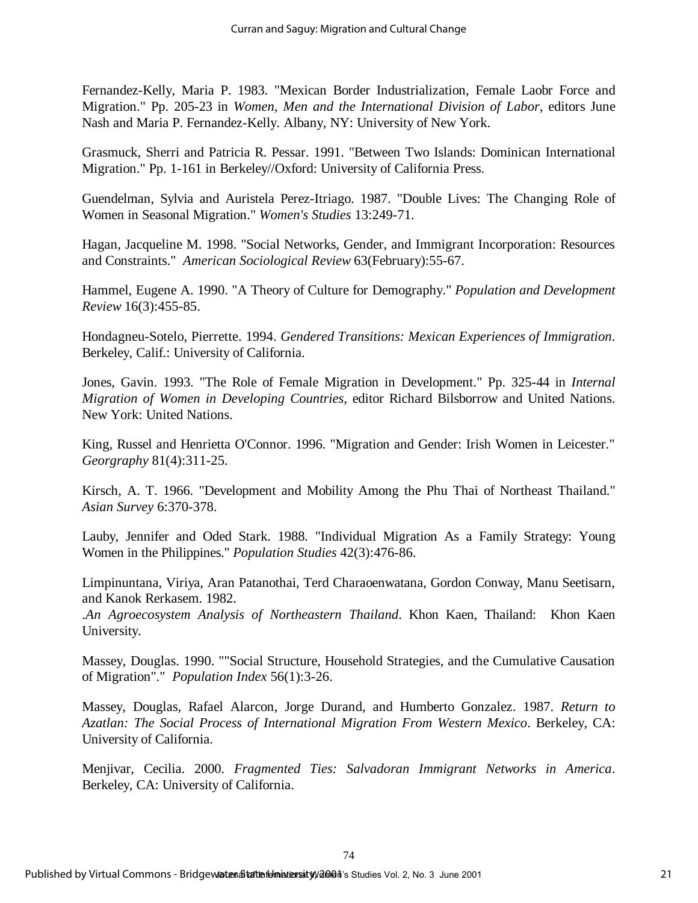Fernandez-Kelly, Maria P. 1983. "Mexican Border Industrialization, Female Laobr Force and Migration." Pp. 205-23 in *Women, Men and the International Division of Labor*, editors June Nash and Maria P. Fernandez-Kelly. Albany, NY: University of New York.

Grasmuck, Sherri and Patricia R. Pessar. 1991. "Between Two Islands: Dominican International Migration." Pp. 1-161 in Berkeley//Oxford: University of California Press.

Guendelman, Sylvia and Auristela Perez-Itriago. 1987. "Double Lives: The Changing Role of Women in Seasonal Migration." *Women's Studies* 13:249-71.

Hagan, Jacqueline M. 1998. "Social Networks, Gender, and Immigrant Incorporation: Resources and Constraints." *American Sociological Review* 63(February):55-67.

Hammel, Eugene A. 1990. "A Theory of Culture for Demography." *Population and Development Review* 16(3):455-85.

Hondagneu-Sotelo, Pierrette. 1994. *Gendered Transitions: Mexican Experiences of Immigration*. Berkeley, Calif.: University of California.

Jones, Gavin. 1993. "The Role of Female Migration in Development." Pp. 325-44 in *Internal Migration of Women in Developing Countries*, editor Richard Bilsborrow and United Nations. New York: United Nations.

King, Russel and Henrietta O'Connor. 1996. "Migration and Gender: Irish Women in Leicester." *Georgraphy* 81(4):311-25.

Kirsch, A. T. 1966. "Development and Mobility Among the Phu Thai of Northeast Thailand." *Asian Survey* 6:370-378.

Lauby, Jennifer and Oded Stark. 1988. "Individual Migration As a Family Strategy: Young Women in the Philippines." *Population Studies* 42(3):476-86.

Limpinuntana, Viriya, Aran Patanothai, Terd Charaoenwatana, Gordon Conway, Manu Seetisarn, and Kanok Rerkasem. 1982.
*.An Agroecosystem Analysis of Northeastern Thailand*. Khon Kaen, Thailand: Khon Kaen University.

Massey, Douglas. 1990. """Social Structure, Household Strategies, and the Cumulative Causation of Migration"." *Population Index* 56(1):3-26.

Massey, Douglas, Rafael Alarcon, Jorge Durand, and Humberto Gonzalez. 1987. *Return to Azatlan: The Social Process of International Migration From Western Mexico*. Berkeley, CA: University of California.

Menjivar, Cecilia. 2000. *Fragmented Ties: Salvadoran Immigrant Networks in America*. Berkeley, CA: University of California.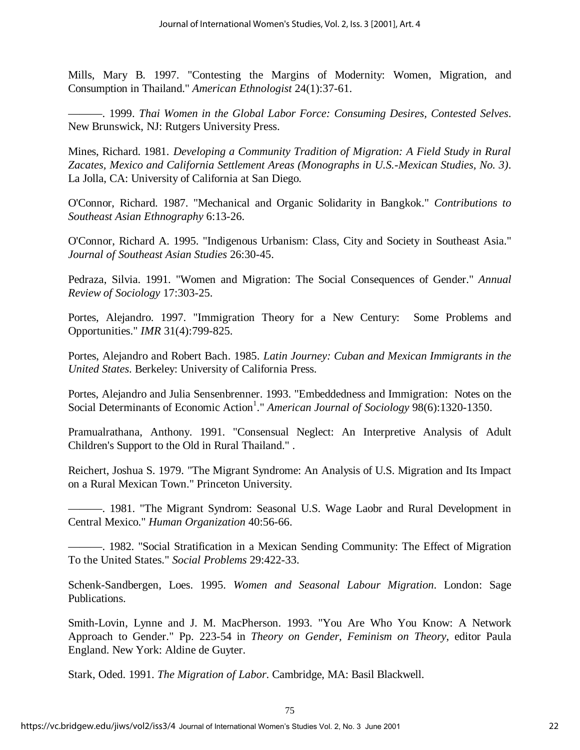Mills, Mary B. 1997. "Contesting the Margins of Modernity: Women, Migration, and Consumption in Thailand." *American Ethnologist* 24(1):37-61.

———. 1999. *Thai Women in the Global Labor Force: Consuming Desires, Contested Selves*. New Brunswick, NJ: Rutgers University Press.

Mines, Richard. 1981. *Developing a Community Tradition of Migration: A Field Study in Rural Zacates, Mexico and California Settlement Areas (Monographs in U.S.-Mexican Studies, No. 3)*. La Jolla, CA: University of California at San Diego.

O'Connor, Richard. 1987. "Mechanical and Organic Solidarity in Bangkok." *Contributions to Southeast Asian Ethnography* 6:13-26.

O'Connor, Richard A. 1995. "Indigenous Urbanism: Class, City and Society in Southeast Asia." *Journal of Southeast Asian Studies* 26:30-45.

Pedraza, Silvia. 1991. "Women and Migration: The Social Consequences of Gender." *Annual Review of Sociology* 17:303-25.

Portes, Alejandro. 1997. "Immigration Theory for a New Century: Some Problems and Opportunities." *IMR* 31(4):799-825.

Portes, Alejandro and Robert Bach. 1985. *Latin Journey: Cuban and Mexican Immigrants in the United States*. Berkeley: University of California Press.

Portes, Alejandro and Julia Sensenbrenner. 1993. "Embeddedness and Immigration: Notes on the Social Determinants of Economic Action[1]." *American Journal of Sociology* 98(6):1320-1350.

Pramualrathana, Anthony. 1991. "Consensual Neglect: An Interpretive Analysis of Adult Children's Support to the Old in Rural Thailand." .

Reichert, Joshua S. 1979. "The Migrant Syndrome: An Analysis of U.S. Migration and Its Impact on a Rural Mexican Town." Princeton University.

———. 1981. "The Migrant Syndrom: Seasonal U.S. Wage Laobr and Rural Development in Central Mexico." *Human Organization* 40:56-66.

———. 1982. "Social Stratification in a Mexican Sending Community: The Effect of Migration To the United States." *Social Problems* 29:422-33.

Schenk-Sandbergen, Loes. 1995. *Women and Seasonal Labour Migration*. London: Sage Publications.

Smith-Lovin, Lynne and J. M. MacPherson. 1993. "You Are Who You Know: A Network Approach to Gender." Pp. 223-54 in *Theory on Gender, Feminism on Theory*, editor Paula England. New York: Aldine de Guyter.

Stark, Oded. 1991. *The Migration of Labor*. Cambridge, MA: Basil Blackwell.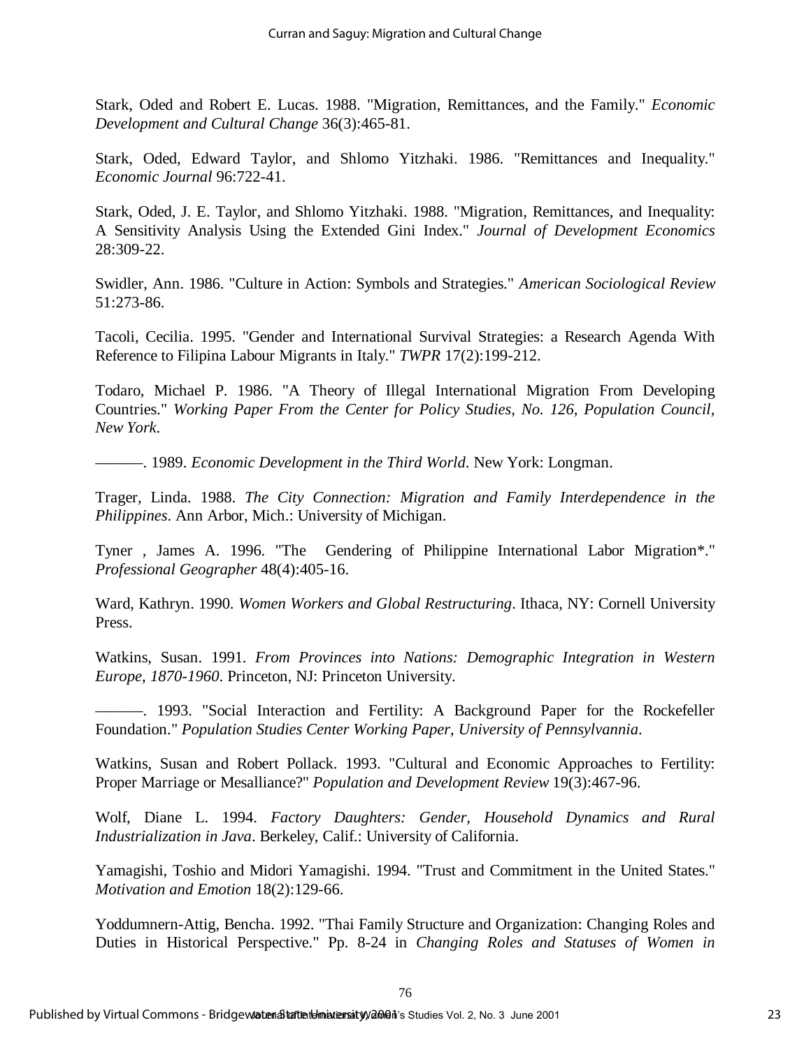Stark, Oded and Robert E. Lucas. 1988. "Migration, Remittances, and the Family." *Economic Development and Cultural Change* 36(3):465-81.

Stark, Oded, Edward Taylor, and Shlomo Yitzhaki. 1986. "Remittances and Inequality." *Economic Journal* 96:722-41.

Stark, Oded, J. E. Taylor, and Shlomo Yitzhaki. 1988. "Migration, Remittances, and Inequality: A Sensitivity Analysis Using the Extended Gini Index." *Journal of Development Economics* 28:309-22.

Swidler, Ann. 1986. "Culture in Action: Symbols and Strategies." *American Sociological Review* 51:273-86.

Tacoli, Cecilia. 1995. "Gender and International Survival Strategies: a Research Agenda With Reference to Filipina Labour Migrants in Italy." *TWPR* 17(2):199-212.

Todaro, Michael P. 1986. "A Theory of Illegal International Migration From Developing Countries." *Working Paper From the Center for Policy Studies, No. 126, Population Council, New York*.

———. 1989. *Economic Development in the Third World*. New York: Longman.

Trager, Linda. 1988. *The City Connection: Migration and Family Interdependence in the Philippines*. Ann Arbor, Mich.: University of Michigan.

Tyner , James A. 1996. "The Gendering of Philippine International Labor Migration*." *Professional Geographer* 48(4):405-16.

Ward, Kathryn. 1990. *Women Workers and Global Restructuring*. Ithaca, NY: Cornell University Press.

Watkins, Susan. 1991. *From Provinces into Nations: Demographic Integration in Western Europe, 1870-1960*. Princeton, NJ: Princeton University.

———. 1993. "Social Interaction and Fertility: A Background Paper for the Rockefeller Foundation." *Population Studies Center Working Paper, University of Pennsylvannia*.

Watkins, Susan and Robert Pollack. 1993. "Cultural and Economic Approaches to Fertility: Proper Marriage or Mesalliance?" *Population and Development Review* 19(3):467-96.

Wolf, Diane L. 1994. *Factory Daughters: Gender, Household Dynamics and Rural Industrialization in Java*. Berkeley, Calif.: University of California.

Yamagishi, Toshio and Midori Yamagishi. 1994. "Trust and Commitment in the United States." *Motivation and Emotion* 18(2):129-66.

Yoddumnern-Attig, Bencha. 1992. "Thai Family Structure and Organization: Changing Roles and Duties in Historical Perspective." Pp. 8-24 in *Changing Roles and Statuses of Women in*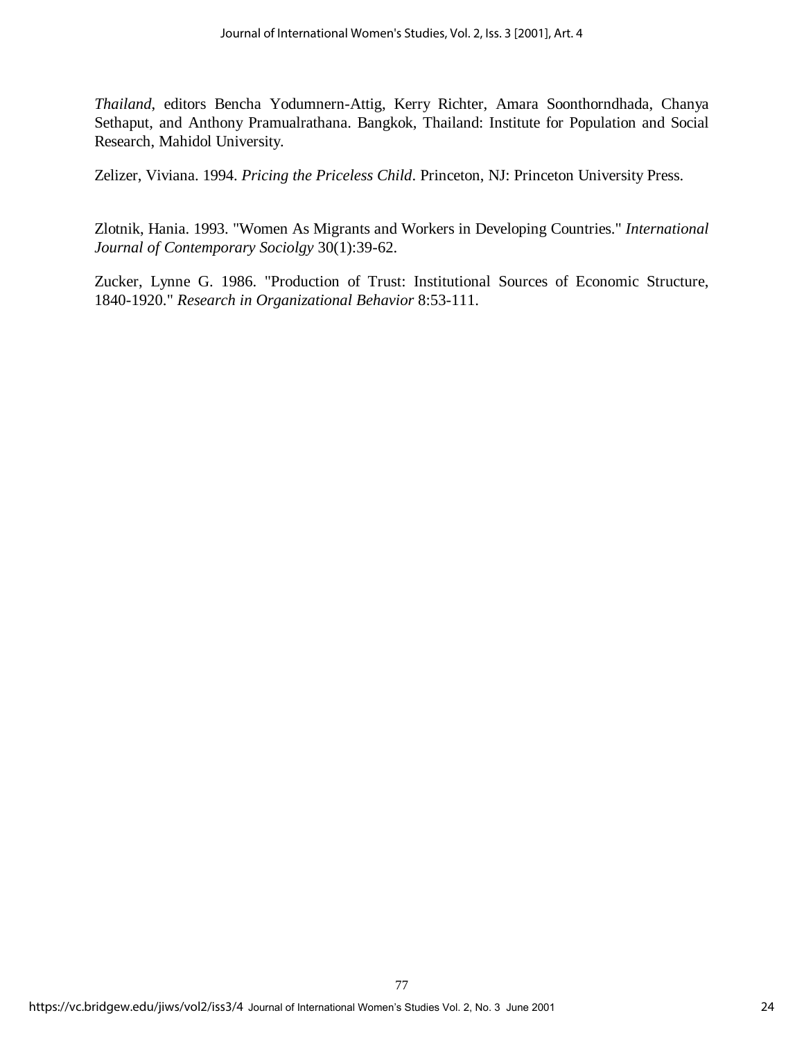*Thailand*, editors Bencha Yodumnern-Attig, Kerry Richter, Amara Soonthorndhada, Chanya Sethaput, and Anthony Pramualrathana. Bangkok, Thailand: Institute for Population and Social Research, Mahidol University.

Zelizer, Viviana. 1994. *Pricing the Priceless Child*. Princeton, NJ: Princeton University Press.

Zlotnik, Hania. 1993. "Women As Migrants and Workers in Developing Countries." *International Journal of Contemporary Sociolgy* 30(1):39-62.

Zucker, Lynne G. 1986. "Production of Trust: Institutional Sources of Economic Structure, 1840-1920." *Research in Organizational Behavior* 8:53-111.